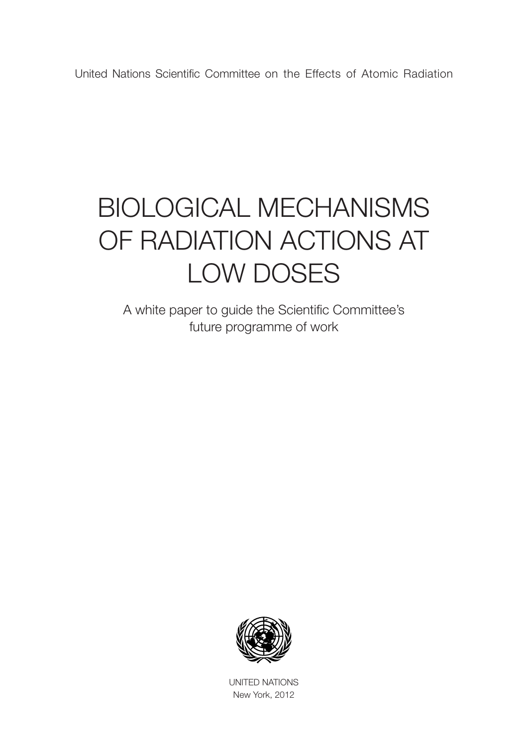United Nations Scientific Committee on the Effects of Atomic Radiation

# BIOLOGICAL MECHANISMS OF RADIATION ACTIONS AT LOW DOSES

A white paper to guide the Scientific Committee's future programme of work

UNITED NATIONS
New York, 2012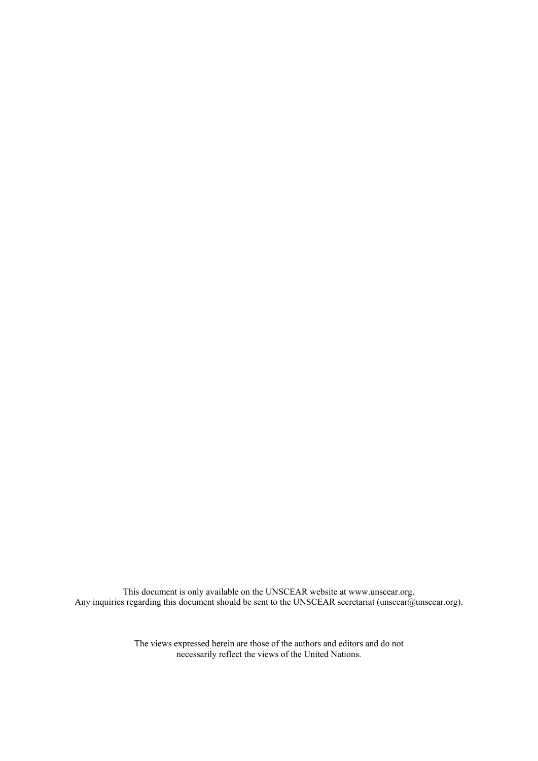This document is only available on the UNSCEAR website at www.unscear.org.
Any inquiries regarding this document should be sent to the UNSCEAR secretariat (unscear@unscear.org).

The views expressed herein are those of the authors and editors and do not necessarily reflect the views of the United Nations.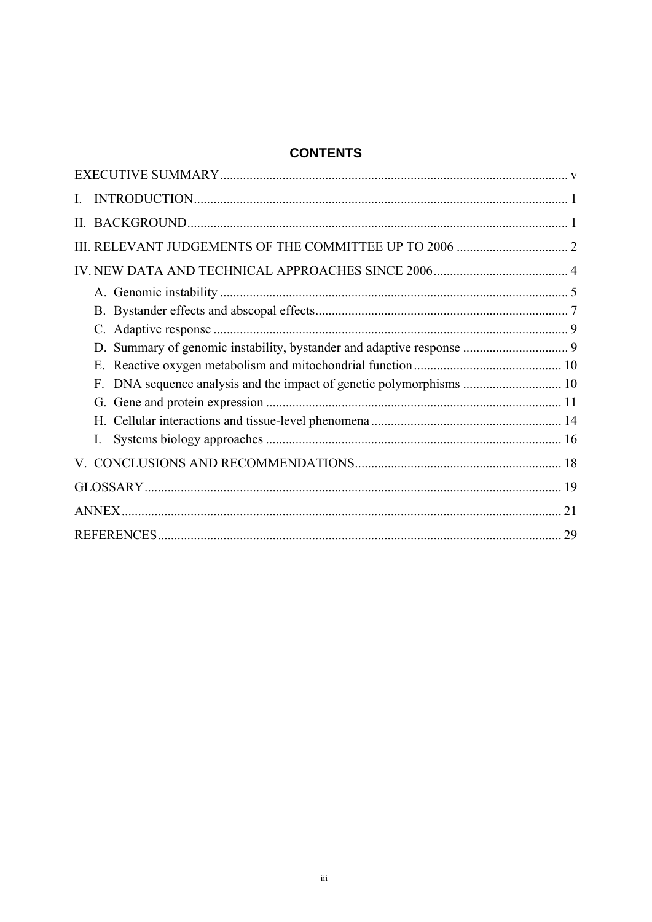## CONTENTS

EXECUTIVE SUMMARY ..... v

I. INTRODUCTION ..... 1

II. BACKGROUND ..... 1

III. RELEVANT JUDGEMENTS OF THE COMMITTEE UP TO 2006 ..... 2

IV. NEW DATA AND TECHNICAL APPROACHES SINCE 2006 ..... 4

- A. Genomic instability ..... 5
- B. Bystander effects and abscopal effects ..... 7
- C. Adaptive response ..... 9
- D. Summary of genomic instability, bystander and adaptive response ..... 9
- E. Reactive oxygen metabolism and mitochondrial function ..... 10
- F. DNA sequence analysis and the impact of genetic polymorphisms ..... 10
- G. Gene and protein expression ..... 11
- H. Cellular interactions and tissue-level phenomena ..... 14
- I. Systems biology approaches ..... 16

V. CONCLUSIONS AND RECOMMENDATIONS ..... 18

GLOSSARY ..... 19

ANNEX ..... 21

REFERENCES ..... 29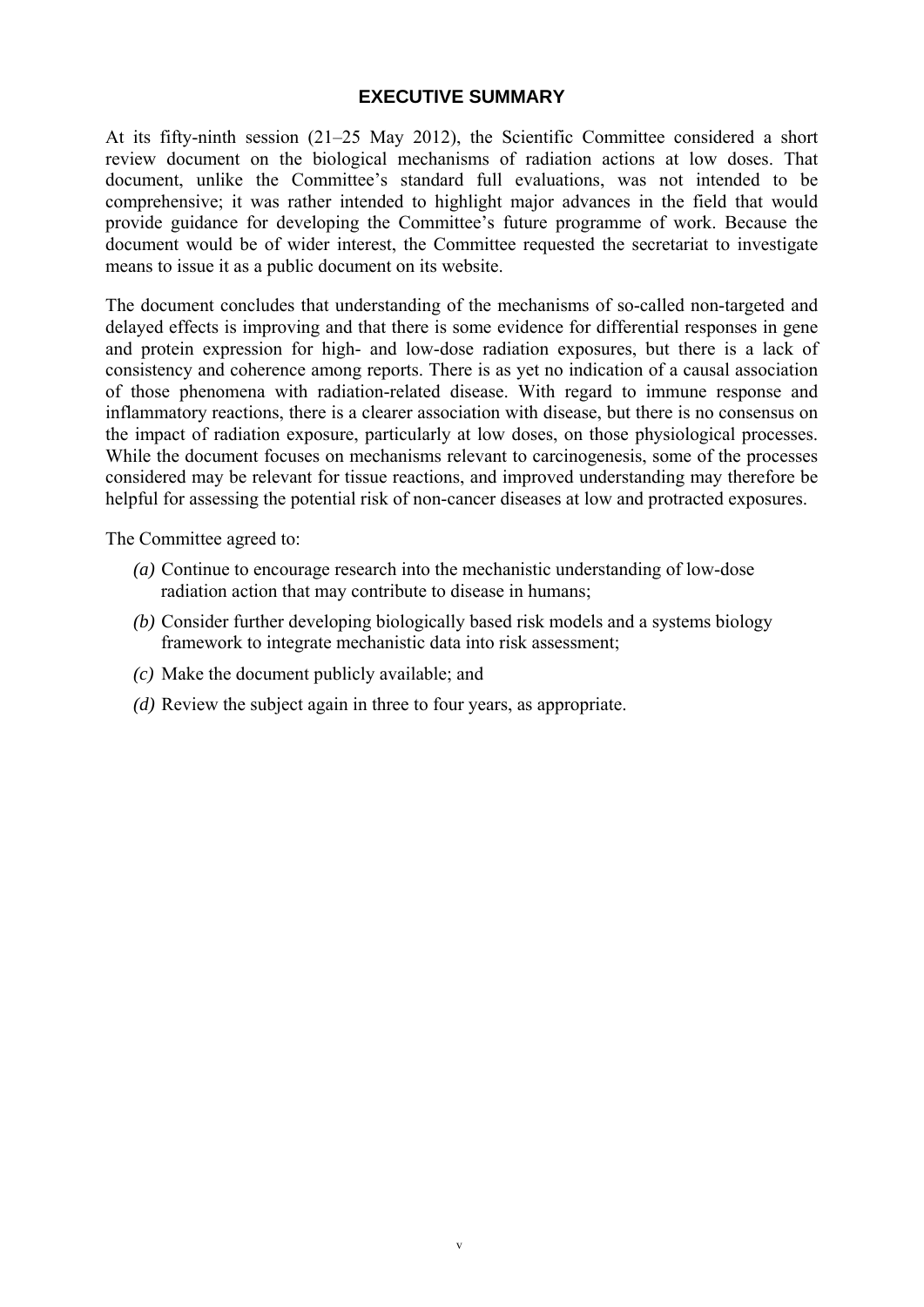# EXECUTIVE SUMMARY

At its fifty-ninth session (21–25 May 2012), the Scientific Committee considered a short review document on the biological mechanisms of radiation actions at low doses. That document, unlike the Committee's standard full evaluations, was not intended to be comprehensive; it was rather intended to highlight major advances in the field that would provide guidance for developing the Committee's future programme of work. Because the document would be of wider interest, the Committee requested the secretariat to investigate means to issue it as a public document on its website.

The document concludes that understanding of the mechanisms of so-called non-targeted and delayed effects is improving and that there is some evidence for differential responses in gene and protein expression for high- and low-dose radiation exposures, but there is a lack of consistency and coherence among reports. There is as yet no indication of a causal association of those phenomena with radiation-related disease. With regard to immune response and inflammatory reactions, there is a clearer association with disease, but there is no consensus on the impact of radiation exposure, particularly at low doses, on those physiological processes. While the document focuses on mechanisms relevant to carcinogenesis, some of the processes considered may be relevant for tissue reactions, and improved understanding may therefore be helpful for assessing the potential risk of non-cancer diseases at low and protracted exposures.

The Committee agreed to:

*(a)* Continue to encourage research into the mechanistic understanding of low-dose radiation action that may contribute to disease in humans;

*(b)* Consider further developing biologically based risk models and a systems biology framework to integrate mechanistic data into risk assessment;

*(c)* Make the document publicly available; and

*(d)* Review the subject again in three to four years, as appropriate.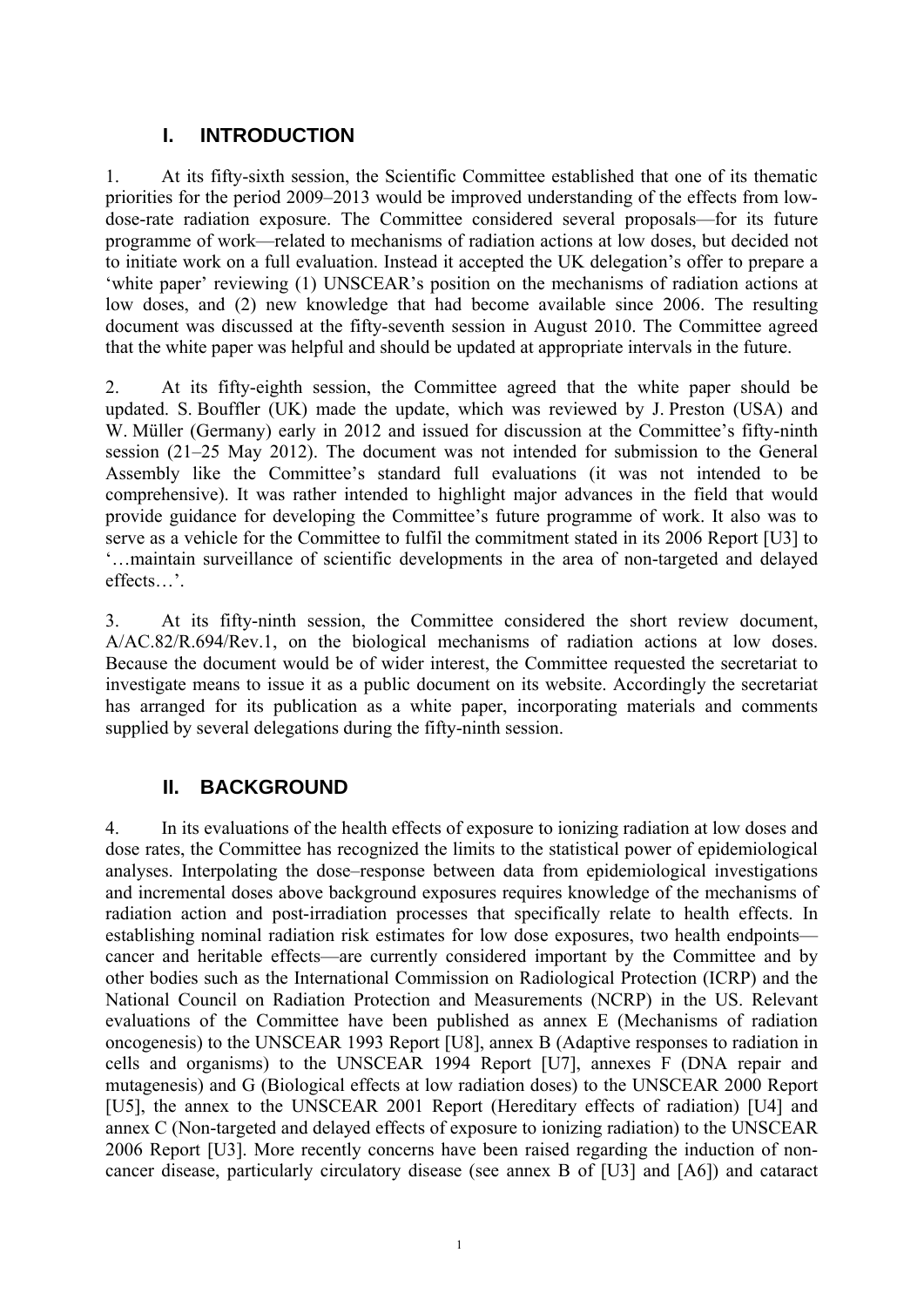## I. INTRODUCTION

1. At its fifty-sixth session, the Scientific Committee established that one of its thematic priorities for the period 2009–2013 would be improved understanding of the effects from low-dose-rate radiation exposure. The Committee considered several proposals—for its future programme of work—related to mechanisms of radiation actions at low doses, but decided not to initiate work on a full evaluation. Instead it accepted the UK delegation's offer to prepare a 'white paper' reviewing (1) UNSCEAR's position on the mechanisms of radiation actions at low doses, and (2) new knowledge that had become available since 2006. The resulting document was discussed at the fifty-seventh session in August 2010. The Committee agreed that the white paper was helpful and should be updated at appropriate intervals in the future.

2. At its fifty-eighth session, the Committee agreed that the white paper should be updated. S. Bouffler (UK) made the update, which was reviewed by J. Preston (USA) and W. Müller (Germany) early in 2012 and issued for discussion at the Committee's fifty-ninth session (21–25 May 2012). The document was not intended for submission to the General Assembly like the Committee's standard full evaluations (it was not intended to be comprehensive). It was rather intended to highlight major advances in the field that would provide guidance for developing the Committee's future programme of work. It also was to serve as a vehicle for the Committee to fulfil the commitment stated in its 2006 Report [U3] to '…maintain surveillance of scientific developments in the area of non-targeted and delayed effects…'.

3. At its fifty-ninth session, the Committee considered the short review document, A/AC.82/R.694/Rev.1, on the biological mechanisms of radiation actions at low doses. Because the document would be of wider interest, the Committee requested the secretariat to investigate means to issue it as a public document on its website. Accordingly the secretariat has arranged for its publication as a white paper, incorporating materials and comments supplied by several delegations during the fifty-ninth session.

## II. BACKGROUND

4. In its evaluations of the health effects of exposure to ionizing radiation at low doses and dose rates, the Committee has recognized the limits to the statistical power of epidemiological analyses. Interpolating the dose–response between data from epidemiological investigations and incremental doses above background exposures requires knowledge of the mechanisms of radiation action and post-irradiation processes that specifically relate to health effects. In establishing nominal radiation risk estimates for low dose exposures, two health endpoints—cancer and heritable effects—are currently considered important by the Committee and by other bodies such as the International Commission on Radiological Protection (ICRP) and the National Council on Radiation Protection and Measurements (NCRP) in the US. Relevant evaluations of the Committee have been published as annex E (Mechanisms of radiation oncogenesis) to the UNSCEAR 1993 Report [U8], annex B (Adaptive responses to radiation in cells and organisms) to the UNSCEAR 1994 Report [U7], annexes F (DNA repair and mutagenesis) and G (Biological effects at low radiation doses) to the UNSCEAR 2000 Report [U5], the annex to the UNSCEAR 2001 Report (Hereditary effects of radiation) [U4] and annex C (Non-targeted and delayed effects of exposure to ionizing radiation) to the UNSCEAR 2006 Report [U3]. More recently concerns have been raised regarding the induction of non-cancer disease, particularly circulatory disease (see annex B of [U3] and [A6]) and cataract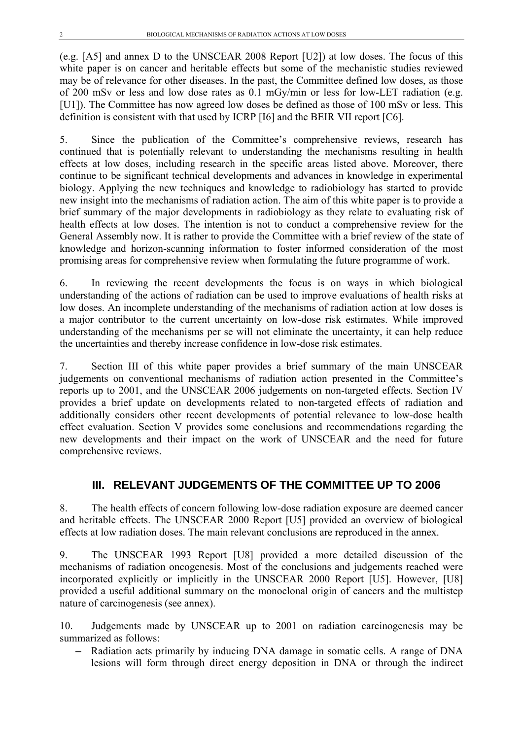(e.g. [A5] and annex D to the UNSCEAR 2008 Report [U2]) at low doses. The focus of this white paper is on cancer and heritable effects but some of the mechanistic studies reviewed may be of relevance for other diseases. In the past, the Committee defined low doses, as those of 200 mSv or less and low dose rates as 0.1 mGy/min or less for low-LET radiation (e.g. [U1]). The Committee has now agreed low doses be defined as those of 100 mSv or less. This definition is consistent with that used by ICRP [I6] and the BEIR VII report [C6].

5. Since the publication of the Committee's comprehensive reviews, research has continued that is potentially relevant to understanding the mechanisms resulting in health effects at low doses, including research in the specific areas listed above. Moreover, there continue to be significant technical developments and advances in knowledge in experimental biology. Applying the new techniques and knowledge to radiobiology has started to provide new insight into the mechanisms of radiation action. The aim of this white paper is to provide a brief summary of the major developments in radiobiology as they relate to evaluating risk of health effects at low doses. The intention is not to conduct a comprehensive review for the General Assembly now. It is rather to provide the Committee with a brief review of the state of knowledge and horizon-scanning information to foster informed consideration of the most promising areas for comprehensive review when formulating the future programme of work.

6. In reviewing the recent developments the focus is on ways in which biological understanding of the actions of radiation can be used to improve evaluations of health risks at low doses. An incomplete understanding of the mechanisms of radiation action at low doses is a major contributor to the current uncertainty on low-dose risk estimates. While improved understanding of the mechanisms per se will not eliminate the uncertainty, it can help reduce the uncertainties and thereby increase confidence in low-dose risk estimates.

7. Section III of this white paper provides a brief summary of the main UNSCEAR judgements on conventional mechanisms of radiation action presented in the Committee's reports up to 2001, and the UNSCEAR 2006 judgements on non-targeted effects. Section IV provides a brief update on developments related to non-targeted effects of radiation and additionally considers other recent developments of potential relevance to low-dose health effect evaluation. Section V provides some conclusions and recommendations regarding the new developments and their impact on the work of UNSCEAR and the need for future comprehensive reviews.

## III. RELEVANT JUDGEMENTS OF THE COMMITTEE UP TO 2006

8. The health effects of concern following low-dose radiation exposure are deemed cancer and heritable effects. The UNSCEAR 2000 Report [U5] provided an overview of biological effects at low radiation doses. The main relevant conclusions are reproduced in the annex.

9. The UNSCEAR 1993 Report [U8] provided a more detailed discussion of the mechanisms of radiation oncogenesis. Most of the conclusions and judgements reached were incorporated explicitly or implicitly in the UNSCEAR 2000 Report [U5]. However, [U8] provided a useful additional summary on the monoclonal origin of cancers and the multistep nature of carcinogenesis (see annex).

10. Judgements made by UNSCEAR up to 2001 on radiation carcinogenesis may be summarized as follows:

- Radiation acts primarily by inducing DNA damage in somatic cells. A range of DNA lesions will form through direct energy deposition in DNA or through the indirect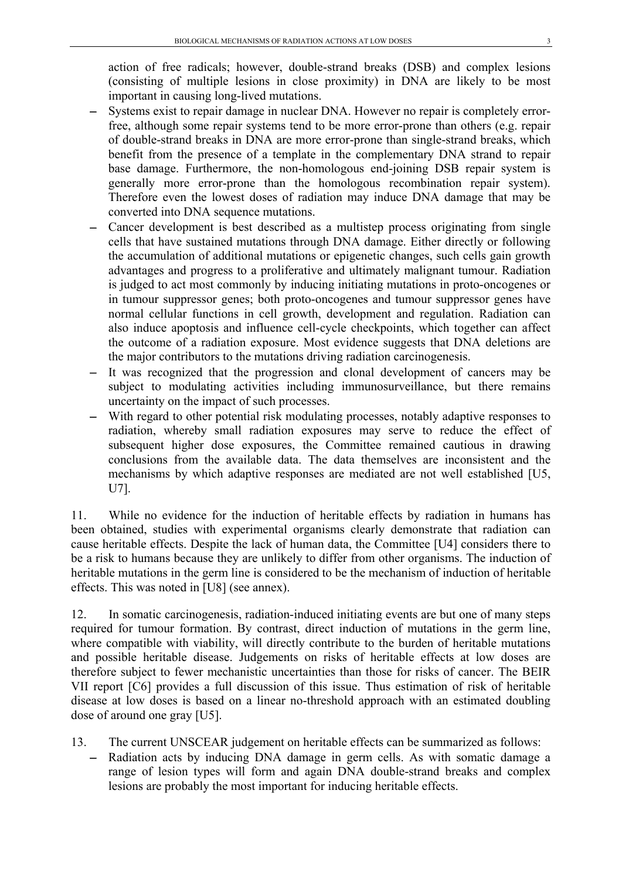action of free radicals; however, double-strand breaks (DSB) and complex lesions (consisting of multiple lesions in close proximity) in DNA are likely to be most important in causing long-lived mutations.

- Systems exist to repair damage in nuclear DNA. However no repair is completely error-free, although some repair systems tend to be more error-prone than others (e.g. repair of double-strand breaks in DNA are more error-prone than single-strand breaks, which benefit from the presence of a template in the complementary DNA strand to repair base damage. Furthermore, the non-homologous end-joining DSB repair system is generally more error-prone than the homologous recombination repair system). Therefore even the lowest doses of radiation may induce DNA damage that may be converted into DNA sequence mutations.
- Cancer development is best described as a multistep process originating from single cells that have sustained mutations through DNA damage. Either directly or following the accumulation of additional mutations or epigenetic changes, such cells gain growth advantages and progress to a proliferative and ultimately malignant tumour. Radiation is judged to act most commonly by inducing initiating mutations in proto-oncogenes or in tumour suppressor genes; both proto-oncogenes and tumour suppressor genes have normal cellular functions in cell growth, development and regulation. Radiation can also induce apoptosis and influence cell-cycle checkpoints, which together can affect the outcome of a radiation exposure. Most evidence suggests that DNA deletions are the major contributors to the mutations driving radiation carcinogenesis.
- It was recognized that the progression and clonal development of cancers may be subject to modulating activities including immunosurveillance, but there remains uncertainty on the impact of such processes.
- With regard to other potential risk modulating processes, notably adaptive responses to radiation, whereby small radiation exposures may serve to reduce the effect of subsequent higher dose exposures, the Committee remained cautious in drawing conclusions from the available data. The data themselves are inconsistent and the mechanisms by which adaptive responses are mediated are not well established [U5, U7].

11. While no evidence for the induction of heritable effects by radiation in humans has been obtained, studies with experimental organisms clearly demonstrate that radiation can cause heritable effects. Despite the lack of human data, the Committee [U4] considers there to be a risk to humans because they are unlikely to differ from other organisms. The induction of heritable mutations in the germ line is considered to be the mechanism of induction of heritable effects. This was noted in [U8] (see annex).

12. In somatic carcinogenesis, radiation-induced initiating events are but one of many steps required for tumour formation. By contrast, direct induction of mutations in the germ line, where compatible with viability, will directly contribute to the burden of heritable mutations and possible heritable disease. Judgements on risks of heritable effects at low doses are therefore subject to fewer mechanistic uncertainties than those for risks of cancer. The BEIR VII report [C6] provides a full discussion of this issue. Thus estimation of risk of heritable disease at low doses is based on a linear no-threshold approach with an estimated doubling dose of around one gray [U5].

13. The current UNSCEAR judgement on heritable effects can be summarized as follows:

- Radiation acts by inducing DNA damage in germ cells. As with somatic damage a range of lesion types will form and again DNA double-strand breaks and complex lesions are probably the most important for inducing heritable effects.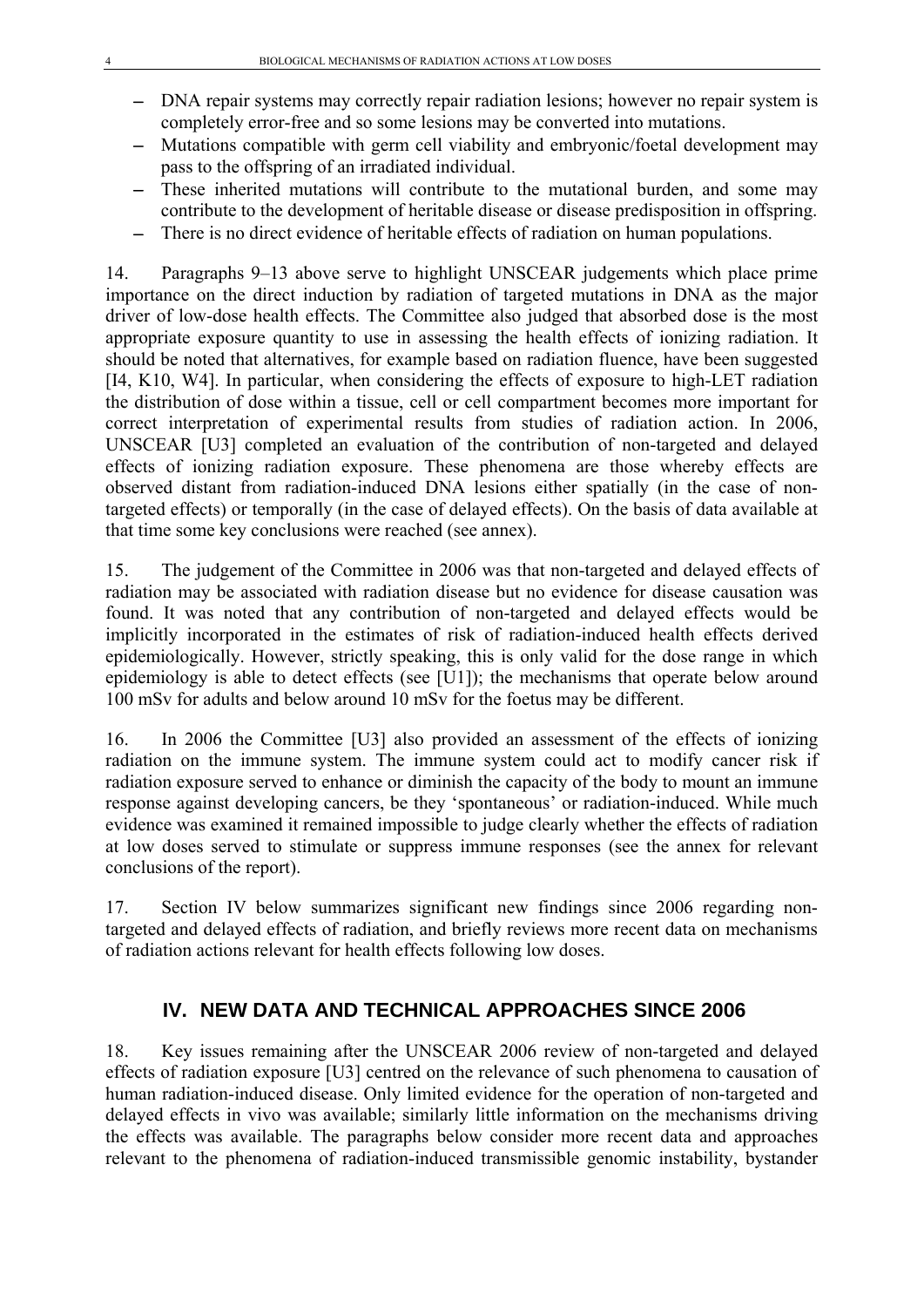- DNA repair systems may correctly repair radiation lesions; however no repair system is completely error-free and so some lesions may be converted into mutations.
- Mutations compatible with germ cell viability and embryonic/foetal development may pass to the offspring of an irradiated individual.
- These inherited mutations will contribute to the mutational burden, and some may contribute to the development of heritable disease or disease predisposition in offspring.
- There is no direct evidence of heritable effects of radiation on human populations.

14. Paragraphs 9–13 above serve to highlight UNSCEAR judgements which place prime importance on the direct induction by radiation of targeted mutations in DNA as the major driver of low-dose health effects. The Committee also judged that absorbed dose is the most appropriate exposure quantity to use in assessing the health effects of ionizing radiation. It should be noted that alternatives, for example based on radiation fluence, have been suggested [I4, K10, W4]. In particular, when considering the effects of exposure to high-LET radiation the distribution of dose within a tissue, cell or cell compartment becomes more important for correct interpretation of experimental results from studies of radiation action. In 2006, UNSCEAR [U3] completed an evaluation of the contribution of non-targeted and delayed effects of ionizing radiation exposure. These phenomena are those whereby effects are observed distant from radiation-induced DNA lesions either spatially (in the case of non-targeted effects) or temporally (in the case of delayed effects). On the basis of data available at that time some key conclusions were reached (see annex).

15. The judgement of the Committee in 2006 was that non-targeted and delayed effects of radiation may be associated with radiation disease but no evidence for disease causation was found. It was noted that any contribution of non-targeted and delayed effects would be implicitly incorporated in the estimates of risk of radiation-induced health effects derived epidemiologically. However, strictly speaking, this is only valid for the dose range in which epidemiology is able to detect effects (see [U1]); the mechanisms that operate below around 100 mSv for adults and below around 10 mSv for the foetus may be different.

16. In 2006 the Committee [U3] also provided an assessment of the effects of ionizing radiation on the immune system. The immune system could act to modify cancer risk if radiation exposure served to enhance or diminish the capacity of the body to mount an immune response against developing cancers, be they 'spontaneous' or radiation-induced. While much evidence was examined it remained impossible to judge clearly whether the effects of radiation at low doses served to stimulate or suppress immune responses (see the annex for relevant conclusions of the report).

17. Section IV below summarizes significant new findings since 2006 regarding non-targeted and delayed effects of radiation, and briefly reviews more recent data on mechanisms of radiation actions relevant for health effects following low doses.

## IV. NEW DATA AND TECHNICAL APPROACHES SINCE 2006

18. Key issues remaining after the UNSCEAR 2006 review of non-targeted and delayed effects of radiation exposure [U3] centred on the relevance of such phenomena to causation of human radiation-induced disease. Only limited evidence for the operation of non-targeted and delayed effects in vivo was available; similarly little information on the mechanisms driving the effects was available. The paragraphs below consider more recent data and approaches relevant to the phenomena of radiation-induced transmissible genomic instability, bystander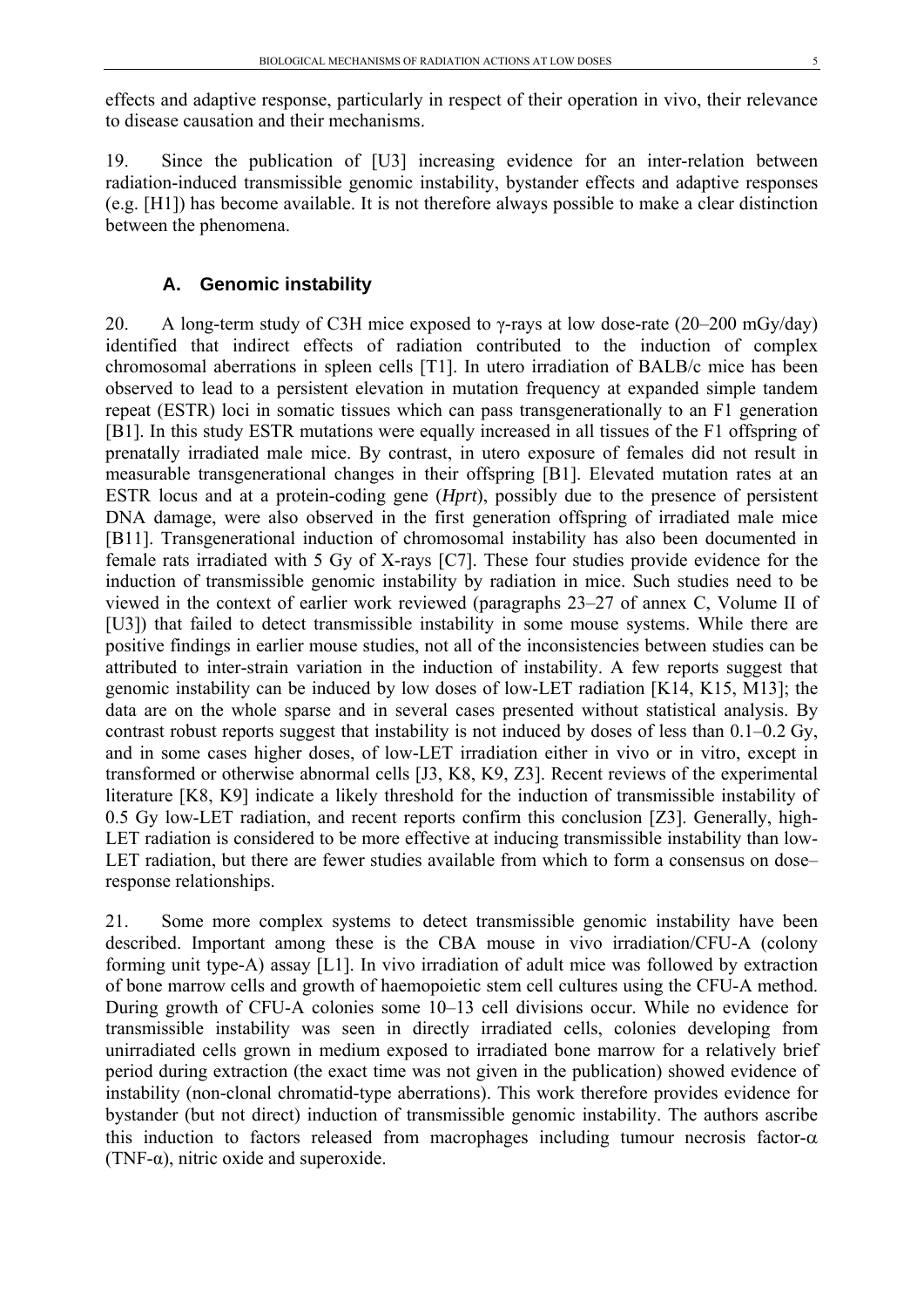effects and adaptive response, particularly in respect of their operation in vivo, their relevance to disease causation and their mechanisms.

19. Since the publication of [U3] increasing evidence for an inter-relation between radiation-induced transmissible genomic instability, bystander effects and adaptive responses (e.g. [H1]) has become available. It is not therefore always possible to make a clear distinction between the phenomena.

## A. Genomic instability

20. A long-term study of C3H mice exposed to γ-rays at low dose-rate (20–200 mGy/day) identified that indirect effects of radiation contributed to the induction of complex chromosomal aberrations in spleen cells [T1]. In utero irradiation of BALB/c mice has been observed to lead to a persistent elevation in mutation frequency at expanded simple tandem repeat (ESTR) loci in somatic tissues which can pass transgenerationally to an F1 generation [B1]. In this study ESTR mutations were equally increased in all tissues of the F1 offspring of prenatally irradiated male mice. By contrast, in utero exposure of females did not result in measurable transgenerational changes in their offspring [B1]. Elevated mutation rates at an ESTR locus and at a protein-coding gene (*Hprt*), possibly due to the presence of persistent DNA damage, were also observed in the first generation offspring of irradiated male mice [B11]. Transgenerational induction of chromosomal instability has also been documented in female rats irradiated with 5 Gy of X-rays [C7]. These four studies provide evidence for the induction of transmissible genomic instability by radiation in mice. Such studies need to be viewed in the context of earlier work reviewed (paragraphs 23–27 of annex C, Volume II of [U3]) that failed to detect transmissible instability in some mouse systems. While there are positive findings in earlier mouse studies, not all of the inconsistencies between studies can be attributed to inter-strain variation in the induction of instability. A few reports suggest that genomic instability can be induced by low doses of low-LET radiation [K14, K15, M13]; the data are on the whole sparse and in several cases presented without statistical analysis. By contrast robust reports suggest that instability is not induced by doses of less than 0.1–0.2 Gy, and in some cases higher doses, of low-LET irradiation either in vivo or in vitro, except in transformed or otherwise abnormal cells [J3, K8, K9, Z3]. Recent reviews of the experimental literature [K8, K9] indicate a likely threshold for the induction of transmissible instability of 0.5 Gy low-LET radiation, and recent reports confirm this conclusion [Z3]. Generally, high-LET radiation is considered to be more effective at inducing transmissible instability than low-LET radiation, but there are fewer studies available from which to form a consensus on dose–response relationships.

21. Some more complex systems to detect transmissible genomic instability have been described. Important among these is the CBA mouse in vivo irradiation/CFU-A (colony forming unit type-A) assay [L1]. In vivo irradiation of adult mice was followed by extraction of bone marrow cells and growth of haemopoietic stem cell cultures using the CFU-A method. During growth of CFU-A colonies some 10–13 cell divisions occur. While no evidence for transmissible instability was seen in directly irradiated cells, colonies developing from unirradiated cells grown in medium exposed to irradiated bone marrow for a relatively brief period during extraction (the exact time was not given in the publication) showed evidence of instability (non-clonal chromatid-type aberrations). This work therefore provides evidence for bystander (but not direct) induction of transmissible genomic instability. The authors ascribe this induction to factors released from macrophages including tumour necrosis factor-α (TNF-α), nitric oxide and superoxide.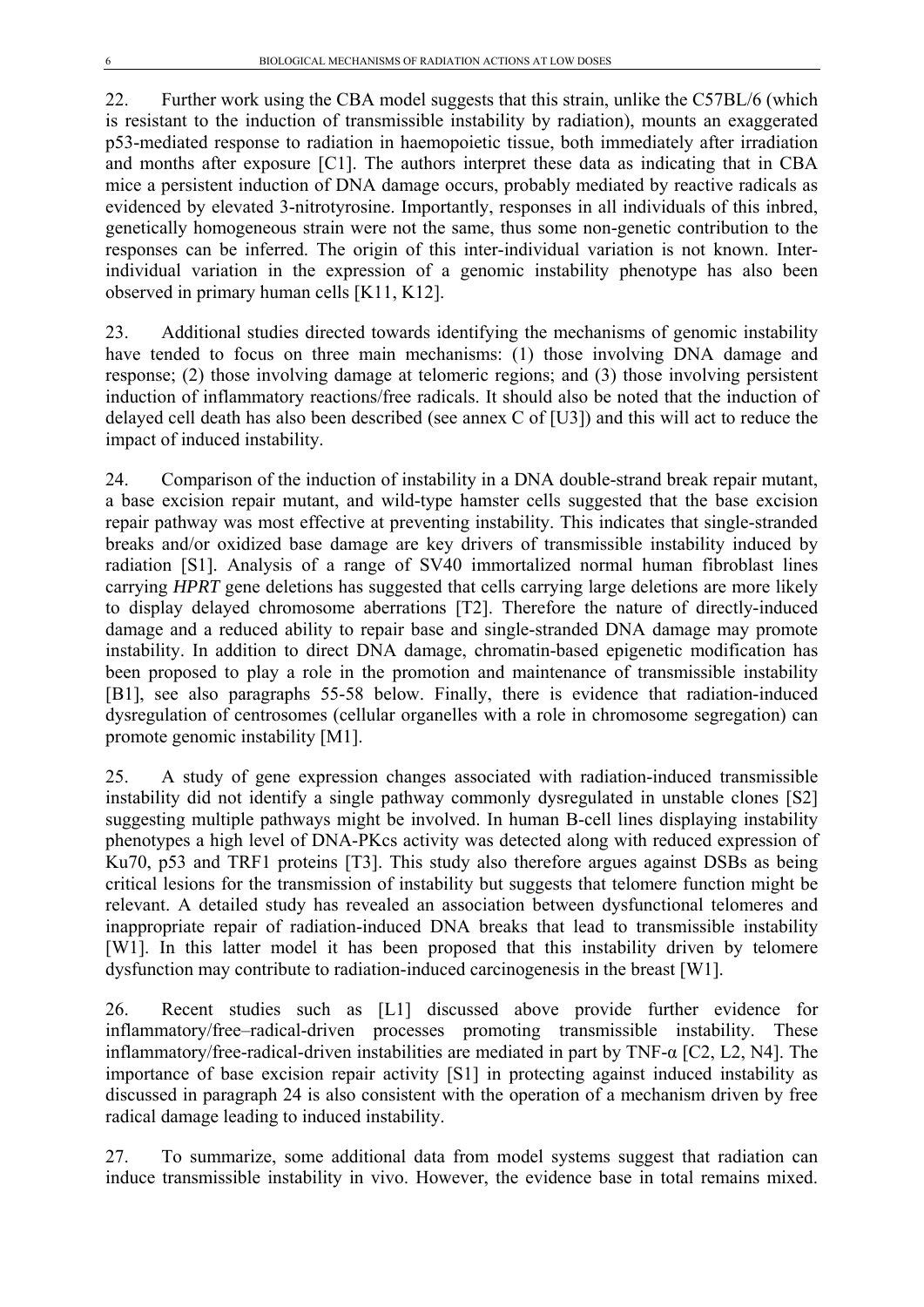22. Further work using the CBA model suggests that this strain, unlike the C57BL/6 (which is resistant to the induction of transmissible instability by radiation), mounts an exaggerated p53-mediated response to radiation in haemopoietic tissue, both immediately after irradiation and months after exposure [C1]. The authors interpret these data as indicating that in CBA mice a persistent induction of DNA damage occurs, probably mediated by reactive radicals as evidenced by elevated 3-nitrotyrosine. Importantly, responses in all individuals of this inbred, genetically homogeneous strain were not the same, thus some non-genetic contribution to the responses can be inferred. The origin of this inter-individual variation is not known. Inter-individual variation in the expression of a genomic instability phenotype has also been observed in primary human cells [K11, K12].

23. Additional studies directed towards identifying the mechanisms of genomic instability have tended to focus on three main mechanisms: (1) those involving DNA damage and response; (2) those involving damage at telomeric regions; and (3) those involving persistent induction of inflammatory reactions/free radicals. It should also be noted that the induction of delayed cell death has also been described (see annex C of [U3]) and this will act to reduce the impact of induced instability.

24. Comparison of the induction of instability in a DNA double-strand break repair mutant, a base excision repair mutant, and wild-type hamster cells suggested that the base excision repair pathway was most effective at preventing instability. This indicates that single-stranded breaks and/or oxidized base damage are key drivers of transmissible instability induced by radiation [S1]. Analysis of a range of SV40 immortalized normal human fibroblast lines carrying *HPRT* gene deletions has suggested that cells carrying large deletions are more likely to display delayed chromosome aberrations [T2]. Therefore the nature of directly-induced damage and a reduced ability to repair base and single-stranded DNA damage may promote instability. In addition to direct DNA damage, chromatin-based epigenetic modification has been proposed to play a role in the promotion and maintenance of transmissible instability [B1], see also paragraphs 55-58 below. Finally, there is evidence that radiation-induced dysregulation of centrosomes (cellular organelles with a role in chromosome segregation) can promote genomic instability [M1].

25. A study of gene expression changes associated with radiation-induced transmissible instability did not identify a single pathway commonly dysregulated in unstable clones [S2] suggesting multiple pathways might be involved. In human B-cell lines displaying instability phenotypes a high level of DNA-PKcs activity was detected along with reduced expression of Ku70, p53 and TRF1 proteins [T3]. This study also therefore argues against DSBs as being critical lesions for the transmission of instability but suggests that telomere function might be relevant. A detailed study has revealed an association between dysfunctional telomeres and inappropriate repair of radiation-induced DNA breaks that lead to transmissible instability [W1]. In this latter model it has been proposed that this instability driven by telomere dysfunction may contribute to radiation-induced carcinogenesis in the breast [W1].

26. Recent studies such as [L1] discussed above provide further evidence for inflammatory/free–radical-driven processes promoting transmissible instability. These inflammatory/free-radical-driven instabilities are mediated in part by TNF-α [C2, L2, N4]. The importance of base excision repair activity [S1] in protecting against induced instability as discussed in paragraph 24 is also consistent with the operation of a mechanism driven by free radical damage leading to induced instability.

27. To summarize, some additional data from model systems suggest that radiation can induce transmissible instability in vivo. However, the evidence base in total remains mixed.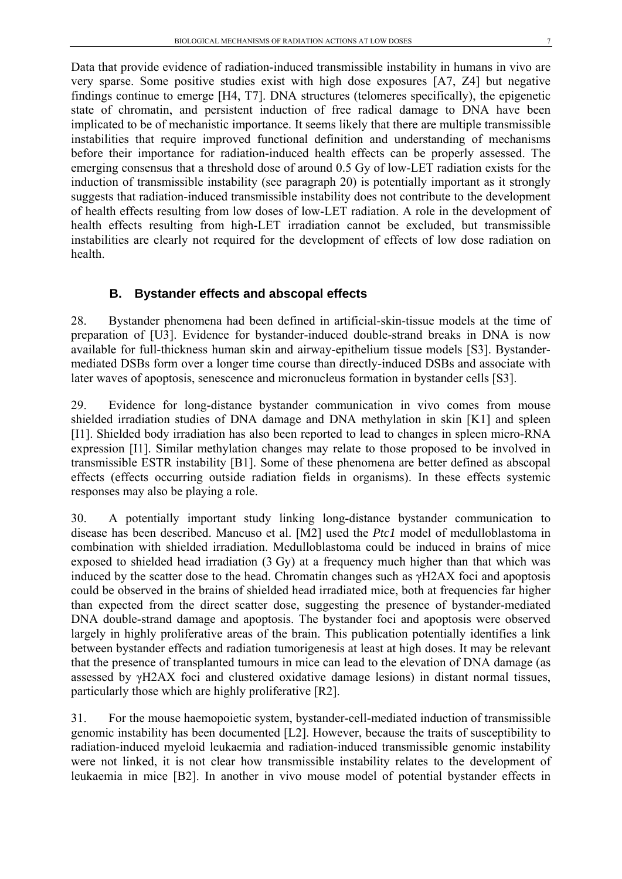Data that provide evidence of radiation-induced transmissible instability in humans in vivo are very sparse. Some positive studies exist with high dose exposures [A7, Z4] but negative findings continue to emerge [H4, T7]. DNA structures (telomeres specifically), the epigenetic state of chromatin, and persistent induction of free radical damage to DNA have been implicated to be of mechanistic importance. It seems likely that there are multiple transmissible instabilities that require improved functional definition and understanding of mechanisms before their importance for radiation-induced health effects can be properly assessed. The emerging consensus that a threshold dose of around 0.5 Gy of low-LET radiation exists for the induction of transmissible instability (see paragraph 20) is potentially important as it strongly suggests that radiation-induced transmissible instability does not contribute to the development of health effects resulting from low doses of low-LET radiation. A role in the development of health effects resulting from high-LET irradiation cannot be excluded, but transmissible instabilities are clearly not required for the development of effects of low dose radiation on health.

### B. Bystander effects and abscopal effects

28. Bystander phenomena had been defined in artificial-skin-tissue models at the time of preparation of [U3]. Evidence for bystander-induced double-strand breaks in DNA is now available for full-thickness human skin and airway-epithelium tissue models [S3]. Bystander-mediated DSBs form over a longer time course than directly-induced DSBs and associate with later waves of apoptosis, senescence and micronucleus formation in bystander cells [S3].

29. Evidence for long-distance bystander communication in vivo comes from mouse shielded irradiation studies of DNA damage and DNA methylation in skin [K1] and spleen [I1]. Shielded body irradiation has also been reported to lead to changes in spleen micro-RNA expression [I1]. Similar methylation changes may relate to those proposed to be involved in transmissible ESTR instability [B1]. Some of these phenomena are better defined as abscopal effects (effects occurring outside radiation fields in organisms). In these effects systemic responses may also be playing a role.

30. A potentially important study linking long-distance bystander communication to disease has been described. Mancuso et al. [M2] used the *Ptc1* model of medulloblastoma in combination with shielded irradiation. Medulloblastoma could be induced in brains of mice exposed to shielded head irradiation (3 Gy) at a frequency much higher than that which was induced by the scatter dose to the head. Chromatin changes such as γH2AX foci and apoptosis could be observed in the brains of shielded head irradiated mice, both at frequencies far higher than expected from the direct scatter dose, suggesting the presence of bystander-mediated DNA double-strand damage and apoptosis. The bystander foci and apoptosis were observed largely in highly proliferative areas of the brain. This publication potentially identifies a link between bystander effects and radiation tumorigenesis at least at high doses. It may be relevant that the presence of transplanted tumours in mice can lead to the elevation of DNA damage (as assessed by γH2AX foci and clustered oxidative damage lesions) in distant normal tissues, particularly those which are highly proliferative [R2].

31. For the mouse haemopoietic system, bystander-cell-mediated induction of transmissible genomic instability has been documented [L2]. However, because the traits of susceptibility to radiation-induced myeloid leukaemia and radiation-induced transmissible genomic instability were not linked, it is not clear how transmissible instability relates to the development of leukaemia in mice [B2]. In another in vivo mouse model of potential bystander effects in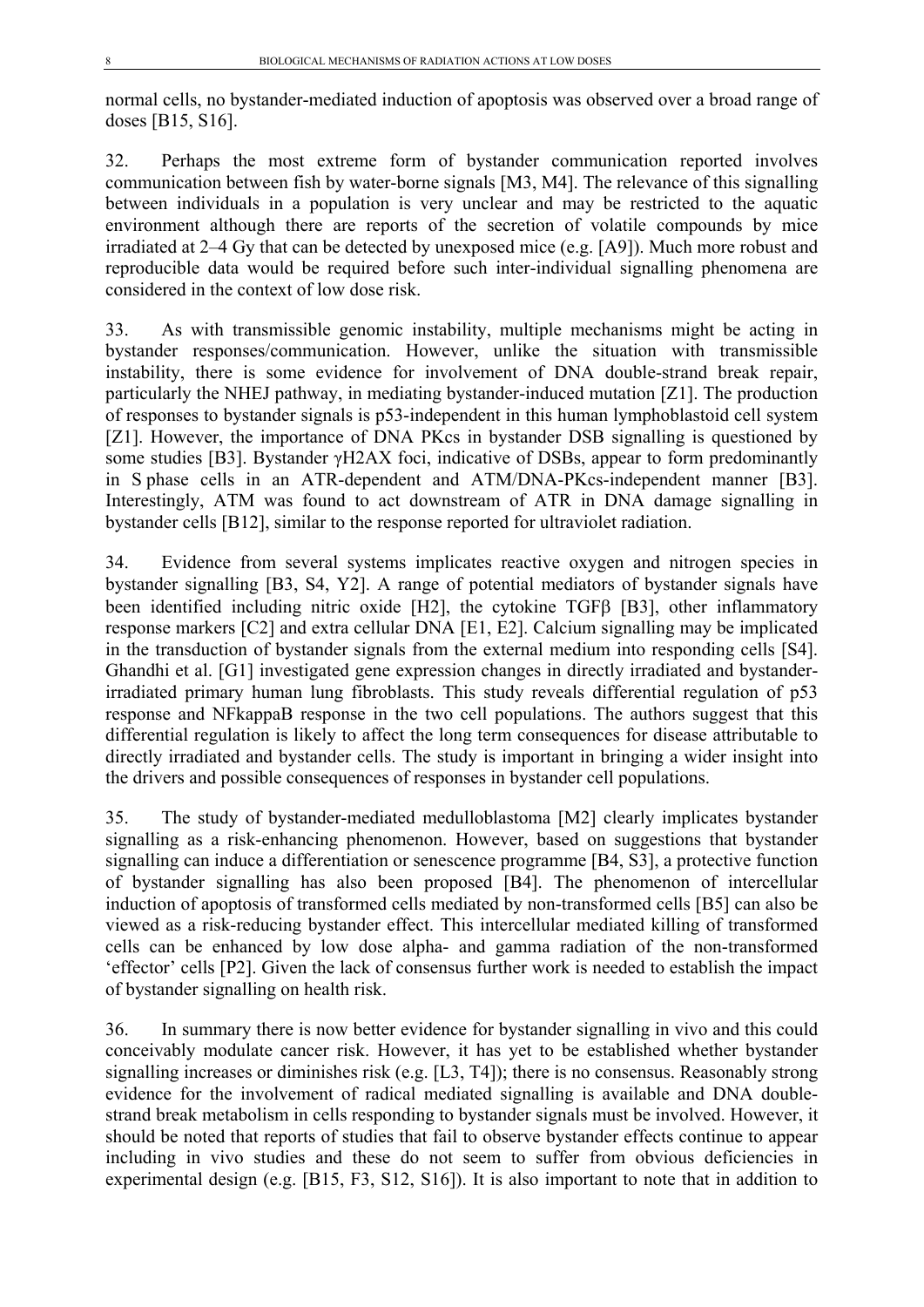normal cells, no bystander-mediated induction of apoptosis was observed over a broad range of doses [B15, S16].

32. Perhaps the most extreme form of bystander communication reported involves communication between fish by water-borne signals [M3, M4]. The relevance of this signalling between individuals in a population is very unclear and may be restricted to the aquatic environment although there are reports of the secretion of volatile compounds by mice irradiated at 2–4 Gy that can be detected by unexposed mice (e.g. [A9]). Much more robust and reproducible data would be required before such inter-individual signalling phenomena are considered in the context of low dose risk.

33. As with transmissible genomic instability, multiple mechanisms might be acting in bystander responses/communication. However, unlike the situation with transmissible instability, there is some evidence for involvement of DNA double-strand break repair, particularly the NHEJ pathway, in mediating bystander-induced mutation [Z1]. The production of responses to bystander signals is p53-independent in this human lymphoblastoid cell system [Z1]. However, the importance of DNA PKcs in bystander DSB signalling is questioned by some studies [B3]. Bystander γH2AX foci, indicative of DSBs, appear to form predominantly in S phase cells in an ATR-dependent and ATM/DNA-PKcs-independent manner [B3]. Interestingly, ATM was found to act downstream of ATR in DNA damage signalling in bystander cells [B12], similar to the response reported for ultraviolet radiation.

34. Evidence from several systems implicates reactive oxygen and nitrogen species in bystander signalling [B3, S4, Y2]. A range of potential mediators of bystander signals have been identified including nitric oxide [H2], the cytokine TGFβ [B3], other inflammatory response markers [C2] and extra cellular DNA [E1, E2]. Calcium signalling may be implicated in the transduction of bystander signals from the external medium into responding cells [S4]. Ghandhi et al. [G1] investigated gene expression changes in directly irradiated and bystander-irradiated primary human lung fibroblasts. This study reveals differential regulation of p53 response and NFkappaB response in the two cell populations. The authors suggest that this differential regulation is likely to affect the long term consequences for disease attributable to directly irradiated and bystander cells. The study is important in bringing a wider insight into the drivers and possible consequences of responses in bystander cell populations.

35. The study of bystander-mediated medulloblastoma [M2] clearly implicates bystander signalling as a risk-enhancing phenomenon. However, based on suggestions that bystander signalling can induce a differentiation or senescence programme [B4, S3], a protective function of bystander signalling has also been proposed [B4]. The phenomenon of intercellular induction of apoptosis of transformed cells mediated by non-transformed cells [B5] can also be viewed as a risk-reducing bystander effect. This intercellular mediated killing of transformed cells can be enhanced by low dose alpha- and gamma radiation of the non-transformed 'effector' cells [P2]. Given the lack of consensus further work is needed to establish the impact of bystander signalling on health risk.

36. In summary there is now better evidence for bystander signalling in vivo and this could conceivably modulate cancer risk. However, it has yet to be established whether bystander signalling increases or diminishes risk (e.g. [L3, T4]); there is no consensus. Reasonably strong evidence for the involvement of radical mediated signalling is available and DNA double-strand break metabolism in cells responding to bystander signals must be involved. However, it should be noted that reports of studies that fail to observe bystander effects continue to appear including in vivo studies and these do not seem to suffer from obvious deficiencies in experimental design (e.g. [B15, F3, S12, S16]). It is also important to note that in addition to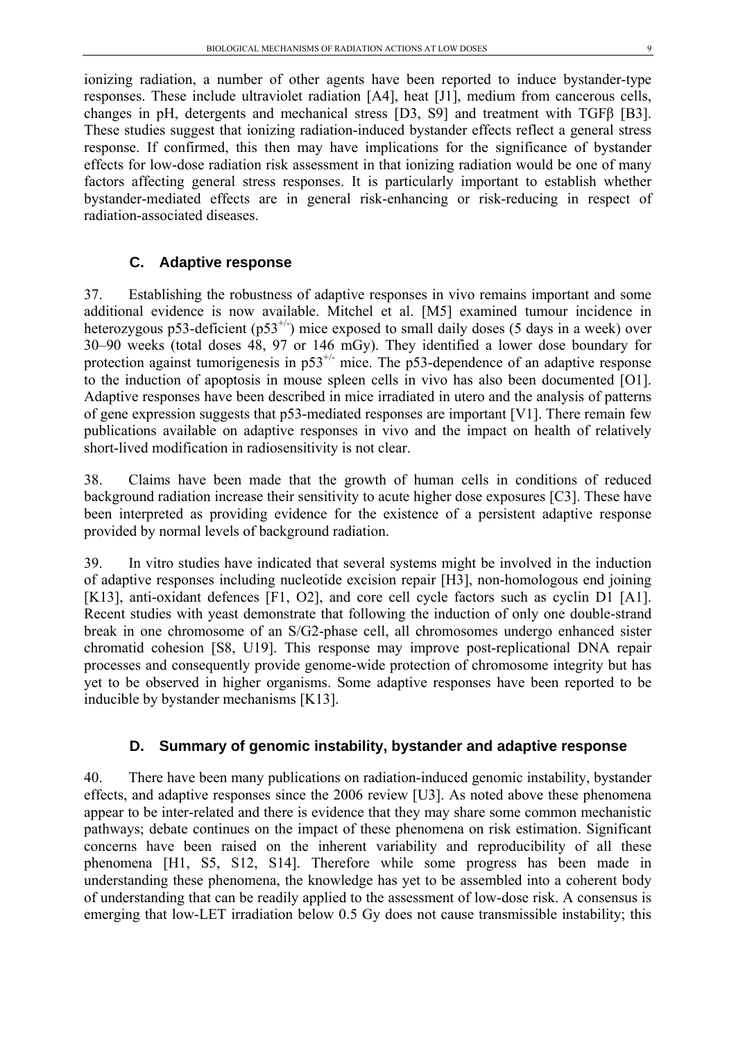ionizing radiation, a number of other agents have been reported to induce bystander-type responses. These include ultraviolet radiation [A4], heat [J1], medium from cancerous cells, changes in pH, detergents and mechanical stress [D3, S9] and treatment with TGFβ [B3]. These studies suggest that ionizing radiation-induced bystander effects reflect a general stress response. If confirmed, this then may have implications for the significance of bystander effects for low-dose radiation risk assessment in that ionizing radiation would be one of many factors affecting general stress responses. It is particularly important to establish whether bystander-mediated effects are in general risk-enhancing or risk-reducing in respect of radiation-associated diseases.

### C. Adaptive response

37. Establishing the robustness of adaptive responses in vivo remains important and some additional evidence is now available. Mitchel et al. [M5] examined tumour incidence in heterozygous p53-deficient ($p53^{+/-}$) mice exposed to small daily doses (5 days in a week) over 30–90 weeks (total doses 48, 97 or 146 mGy). They identified a lower dose boundary for protection against tumorigenesis in $p53^{+/-}$ mice. The p53-dependence of an adaptive response to the induction of apoptosis in mouse spleen cells in vivo has also been documented [O1]. Adaptive responses have been described in mice irradiated in utero and the analysis of patterns of gene expression suggests that p53-mediated responses are important [V1]. There remain few publications available on adaptive responses in vivo and the impact on health of relatively short-lived modification in radiosensitivity is not clear.

38. Claims have been made that the growth of human cells in conditions of reduced background radiation increase their sensitivity to acute higher dose exposures [C3]. These have been interpreted as providing evidence for the existence of a persistent adaptive response provided by normal levels of background radiation.

39. In vitro studies have indicated that several systems might be involved in the induction of adaptive responses including nucleotide excision repair [H3], non-homologous end joining [K13], anti-oxidant defences [F1, O2], and core cell cycle factors such as cyclin D1 [A1]. Recent studies with yeast demonstrate that following the induction of only one double-strand break in one chromosome of an S/G2-phase cell, all chromosomes undergo enhanced sister chromatid cohesion [S8, U19]. This response may improve post-replicational DNA repair processes and consequently provide genome-wide protection of chromosome integrity but has yet to be observed in higher organisms. Some adaptive responses have been reported to be inducible by bystander mechanisms [K13].

### D. Summary of genomic instability, bystander and adaptive response

40. There have been many publications on radiation-induced genomic instability, bystander effects, and adaptive responses since the 2006 review [U3]. As noted above these phenomena appear to be inter-related and there is evidence that they may share some common mechanistic pathways; debate continues on the impact of these phenomena on risk estimation. Significant concerns have been raised on the inherent variability and reproducibility of all these phenomena [H1, S5, S12, S14]. Therefore while some progress has been made in understanding these phenomena, the knowledge has yet to be assembled into a coherent body of understanding that can be readily applied to the assessment of low-dose risk. A consensus is emerging that low-LET irradiation below 0.5 Gy does not cause transmissible instability; this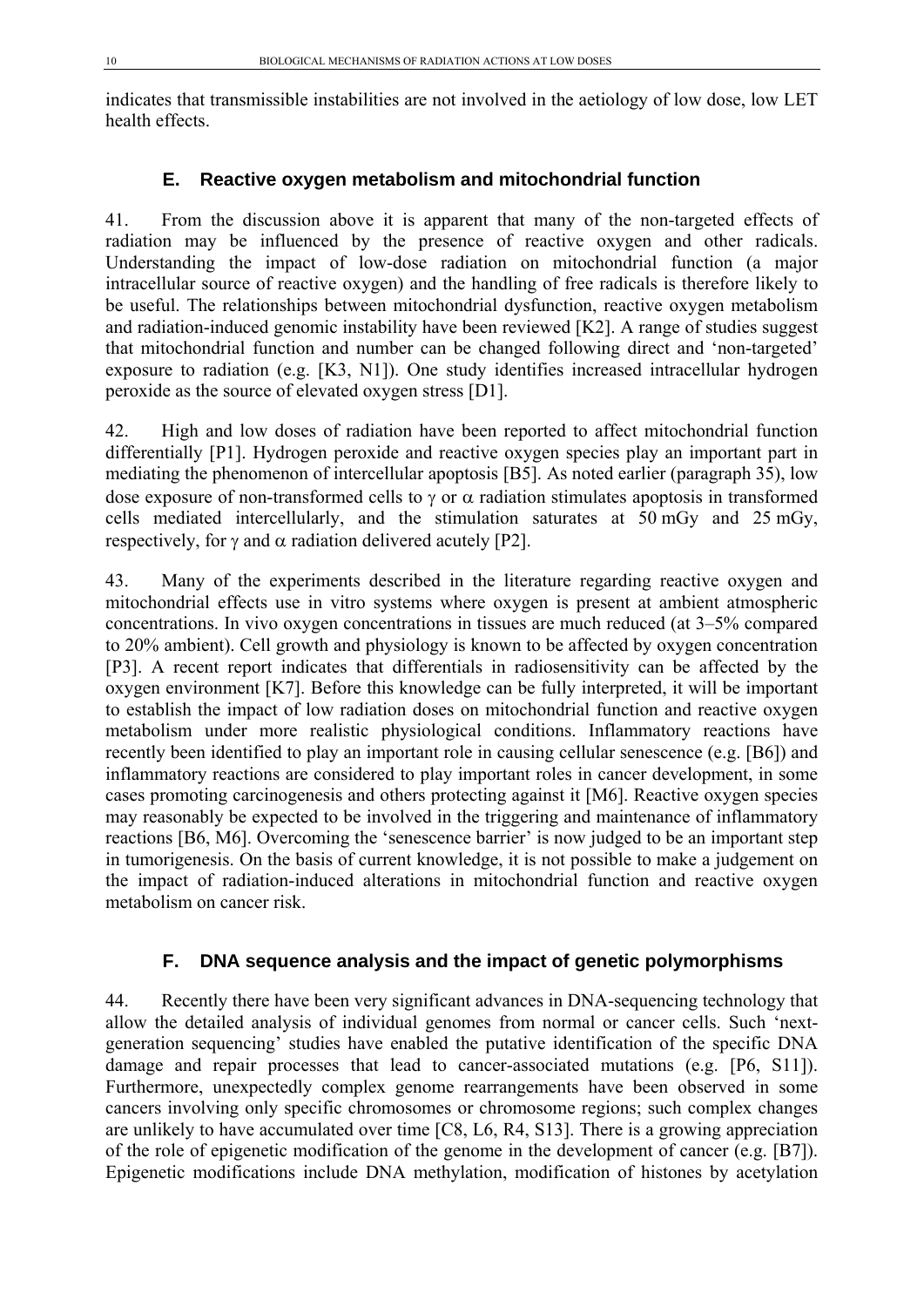indicates that transmissible instabilities are not involved in the aetiology of low dose, low LET health effects.

## E. Reactive oxygen metabolism and mitochondrial function

41. From the discussion above it is apparent that many of the non-targeted effects of radiation may be influenced by the presence of reactive oxygen and other radicals. Understanding the impact of low-dose radiation on mitochondrial function (a major intracellular source of reactive oxygen) and the handling of free radicals is therefore likely to be useful. The relationships between mitochondrial dysfunction, reactive oxygen metabolism and radiation-induced genomic instability have been reviewed [K2]. A range of studies suggest that mitochondrial function and number can be changed following direct and 'non-targeted' exposure to radiation (e.g. [K3, N1]). One study identifies increased intracellular hydrogen peroxide as the source of elevated oxygen stress [D1].

42. High and low doses of radiation have been reported to affect mitochondrial function differentially [P1]. Hydrogen peroxide and reactive oxygen species play an important part in mediating the phenomenon of intercellular apoptosis [B5]. As noted earlier (paragraph 35), low dose exposure of non-transformed cells to $\gamma$ or $\alpha$ radiation stimulates apoptosis in transformed cells mediated intercellularly, and the stimulation saturates at 50 mGy and 25 mGy, respectively, for $\gamma$ and $\alpha$ radiation delivered acutely [P2].

43. Many of the experiments described in the literature regarding reactive oxygen and mitochondrial effects use in vitro systems where oxygen is present at ambient atmospheric concentrations. In vivo oxygen concentrations in tissues are much reduced (at 3–5% compared to 20% ambient). Cell growth and physiology is known to be affected by oxygen concentration [P3]. A recent report indicates that differentials in radiosensitivity can be affected by the oxygen environment [K7]. Before this knowledge can be fully interpreted, it will be important to establish the impact of low radiation doses on mitochondrial function and reactive oxygen metabolism under more realistic physiological conditions. Inflammatory reactions have recently been identified to play an important role in causing cellular senescence (e.g. [B6]) and inflammatory reactions are considered to play important roles in cancer development, in some cases promoting carcinogenesis and others protecting against it [M6]. Reactive oxygen species may reasonably be expected to be involved in the triggering and maintenance of inflammatory reactions [B6, M6]. Overcoming the 'senescence barrier' is now judged to be an important step in tumorigenesis. On the basis of current knowledge, it is not possible to make a judgement on the impact of radiation-induced alterations in mitochondrial function and reactive oxygen metabolism on cancer risk.

## F. DNA sequence analysis and the impact of genetic polymorphisms

44. Recently there have been very significant advances in DNA-sequencing technology that allow the detailed analysis of individual genomes from normal or cancer cells. Such 'next-generation sequencing' studies have enabled the putative identification of the specific DNA damage and repair processes that lead to cancer-associated mutations (e.g. [P6, S11]). Furthermore, unexpectedly complex genome rearrangements have been observed in some cancers involving only specific chromosomes or chromosome regions; such complex changes are unlikely to have accumulated over time [C8, L6, R4, S13]. There is a growing appreciation of the role of epigenetic modification of the genome in the development of cancer (e.g. [B7]). Epigenetic modifications include DNA methylation, modification of histones by acetylation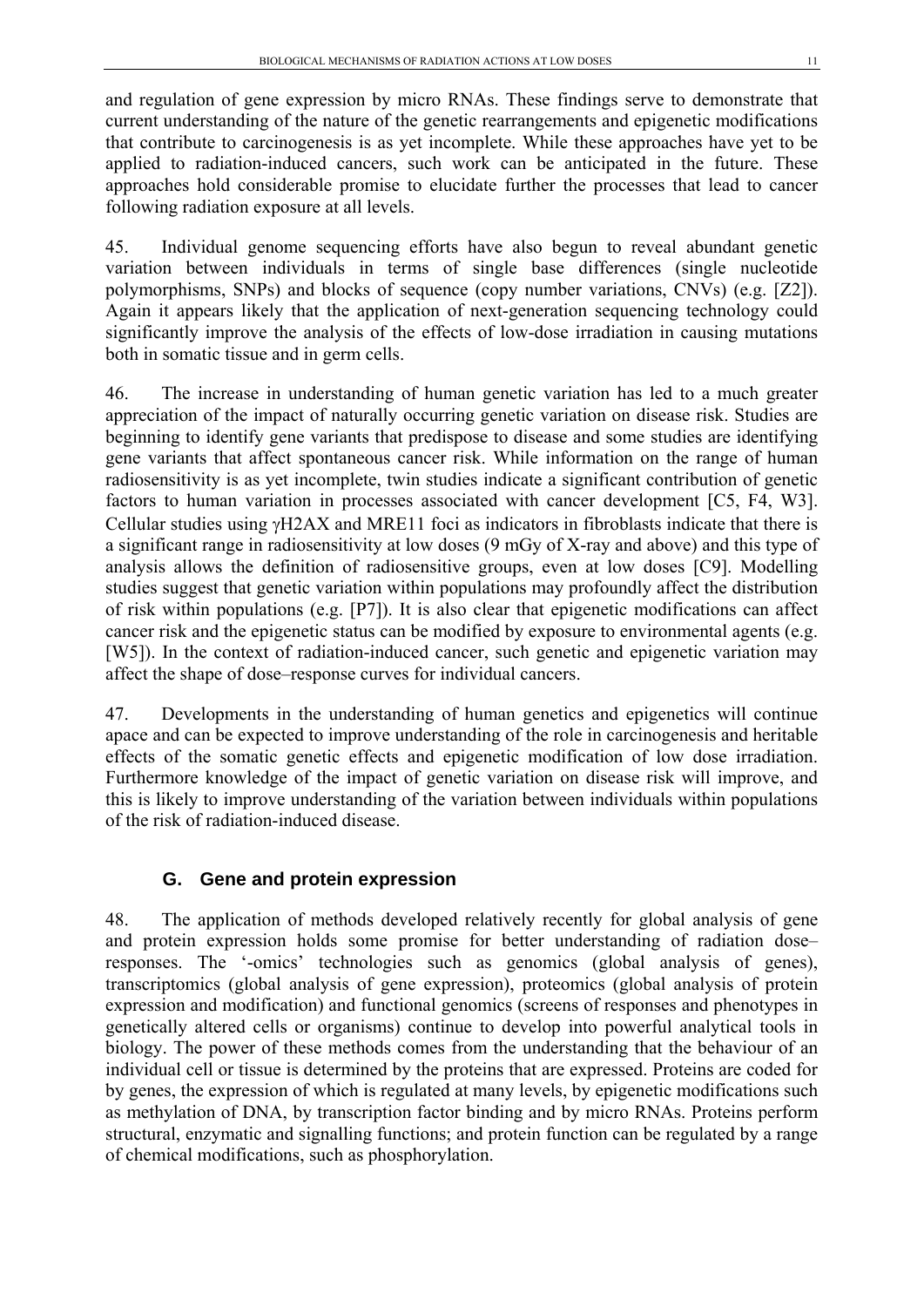and regulation of gene expression by micro RNAs. These findings serve to demonstrate that current understanding of the nature of the genetic rearrangements and epigenetic modifications that contribute to carcinogenesis is as yet incomplete. While these approaches have yet to be applied to radiation-induced cancers, such work can be anticipated in the future. These approaches hold considerable promise to elucidate further the processes that lead to cancer following radiation exposure at all levels.

45. Individual genome sequencing efforts have also begun to reveal abundant genetic variation between individuals in terms of single base differences (single nucleotide polymorphisms, SNPs) and blocks of sequence (copy number variations, CNVs) (e.g. [Z2]). Again it appears likely that the application of next-generation sequencing technology could significantly improve the analysis of the effects of low-dose irradiation in causing mutations both in somatic tissue and in germ cells.

46. The increase in understanding of human genetic variation has led to a much greater appreciation of the impact of naturally occurring genetic variation on disease risk. Studies are beginning to identify gene variants that predispose to disease and some studies are identifying gene variants that affect spontaneous cancer risk. While information on the range of human radiosensitivity is as yet incomplete, twin studies indicate a significant contribution of genetic factors to human variation in processes associated with cancer development [C5, F4, W3]. Cellular studies using γH2AX and MRE11 foci as indicators in fibroblasts indicate that there is a significant range in radiosensitivity at low doses (9 mGy of X-ray and above) and this type of analysis allows the definition of radiosensitive groups, even at low doses [C9]. Modelling studies suggest that genetic variation within populations may profoundly affect the distribution of risk within populations (e.g. [P7]). It is also clear that epigenetic modifications can affect cancer risk and the epigenetic status can be modified by exposure to environmental agents (e.g. [W5]). In the context of radiation-induced cancer, such genetic and epigenetic variation may affect the shape of dose–response curves for individual cancers.

47. Developments in the understanding of human genetics and epigenetics will continue apace and can be expected to improve understanding of the role in carcinogenesis and heritable effects of the somatic genetic effects and epigenetic modification of low dose irradiation. Furthermore knowledge of the impact of genetic variation on disease risk will improve, and this is likely to improve understanding of the variation between individuals within populations of the risk of radiation-induced disease.

## G. Gene and protein expression

48. The application of methods developed relatively recently for global analysis of gene and protein expression holds some promise for better understanding of radiation dose–responses. The '-omics' technologies such as genomics (global analysis of genes), transcriptomics (global analysis of gene expression), proteomics (global analysis of protein expression and modification) and functional genomics (screens of responses and phenotypes in genetically altered cells or organisms) continue to develop into powerful analytical tools in biology. The power of these methods comes from the understanding that the behaviour of an individual cell or tissue is determined by the proteins that are expressed. Proteins are coded for by genes, the expression of which is regulated at many levels, by epigenetic modifications such as methylation of DNA, by transcription factor binding and by micro RNAs. Proteins perform structural, enzymatic and signalling functions; and protein function can be regulated by a range of chemical modifications, such as phosphorylation.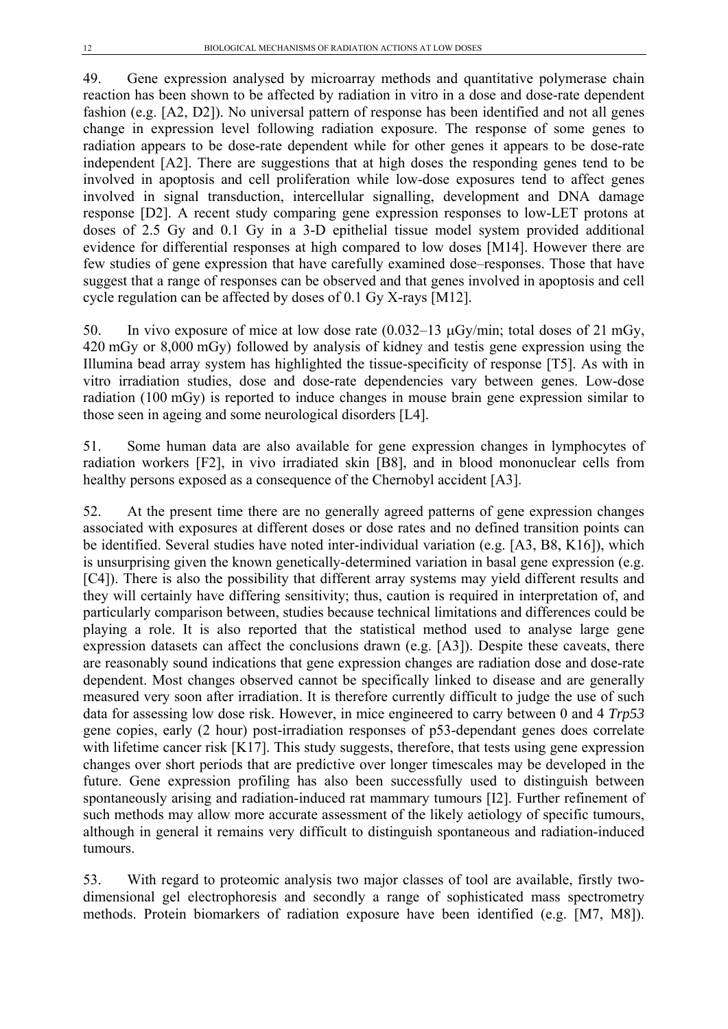49. Gene expression analysed by microarray methods and quantitative polymerase chain reaction has been shown to be affected by radiation in vitro in a dose and dose-rate dependent fashion (e.g. [A2, D2]). No universal pattern of response has been identified and not all genes change in expression level following radiation exposure. The response of some genes to radiation appears to be dose-rate dependent while for other genes it appears to be dose-rate independent [A2]. There are suggestions that at high doses the responding genes tend to be involved in apoptosis and cell proliferation while low-dose exposures tend to affect genes involved in signal transduction, intercellular signalling, development and DNA damage response [D2]. A recent study comparing gene expression responses to low-LET protons at doses of 2.5 Gy and 0.1 Gy in a 3-D epithelial tissue model system provided additional evidence for differential responses at high compared to low doses [M14]. However there are few studies of gene expression that have carefully examined dose–responses. Those that have suggest that a range of responses can be observed and that genes involved in apoptosis and cell cycle regulation can be affected by doses of 0.1 Gy X-rays [M12].

50. In vivo exposure of mice at low dose rate (0.032–13 μGy/min; total doses of 21 mGy, 420 mGy or 8,000 mGy) followed by analysis of kidney and testis gene expression using the Illumina bead array system has highlighted the tissue-specificity of response [T5]. As with in vitro irradiation studies, dose and dose-rate dependencies vary between genes. Low-dose radiation (100 mGy) is reported to induce changes in mouse brain gene expression similar to those seen in ageing and some neurological disorders [L4].

51. Some human data are also available for gene expression changes in lymphocytes of radiation workers [F2], in vivo irradiated skin [B8], and in blood mononuclear cells from healthy persons exposed as a consequence of the Chernobyl accident [A3].

52. At the present time there are no generally agreed patterns of gene expression changes associated with exposures at different doses or dose rates and no defined transition points can be identified. Several studies have noted inter-individual variation (e.g. [A3, B8, K16]), which is unsurprising given the known genetically-determined variation in basal gene expression (e.g. [C4]). There is also the possibility that different array systems may yield different results and they will certainly have differing sensitivity; thus, caution is required in interpretation of, and particularly comparison between, studies because technical limitations and differences could be playing a role. It is also reported that the statistical method used to analyse large gene expression datasets can affect the conclusions drawn (e.g. [A3]). Despite these caveats, there are reasonably sound indications that gene expression changes are radiation dose and dose-rate dependent. Most changes observed cannot be specifically linked to disease and are generally measured very soon after irradiation. It is therefore currently difficult to judge the use of such data for assessing low dose risk. However, in mice engineered to carry between 0 and 4 *Trp53* gene copies, early (2 hour) post-irradiation responses of p53-dependant genes does correlate with lifetime cancer risk [K17]. This study suggests, therefore, that tests using gene expression changes over short periods that are predictive over longer timescales may be developed in the future. Gene expression profiling has also been successfully used to distinguish between spontaneously arising and radiation-induced rat mammary tumours [I2]. Further refinement of such methods may allow more accurate assessment of the likely aetiology of specific tumours, although in general it remains very difficult to distinguish spontaneous and radiation-induced tumours.

53. With regard to proteomic analysis two major classes of tool are available, firstly two-dimensional gel electrophoresis and secondly a range of sophisticated mass spectrometry methods. Protein biomarkers of radiation exposure have been identified (e.g. [M7, M8]).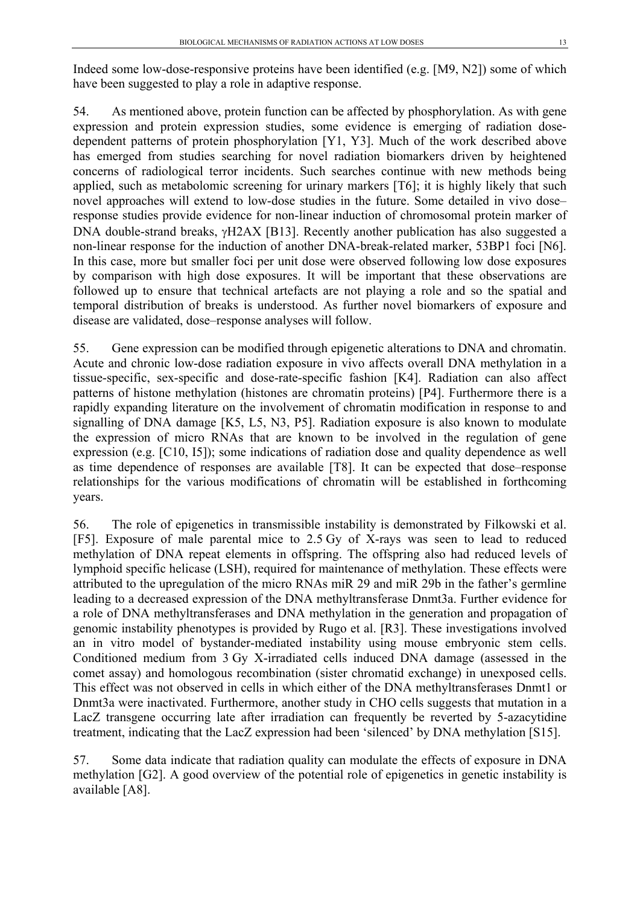Indeed some low-dose-responsive proteins have been identified (e.g. [M9, N2]) some of which have been suggested to play a role in adaptive response.

54. As mentioned above, protein function can be affected by phosphorylation. As with gene expression and protein expression studies, some evidence is emerging of radiation dose-dependent patterns of protein phosphorylation [Y1, Y3]. Much of the work described above has emerged from studies searching for novel radiation biomarkers driven by heightened concerns of radiological terror incidents. Such searches continue with new methods being applied, such as metabolomic screening for urinary markers [T6]; it is highly likely that such novel approaches will extend to low-dose studies in the future. Some detailed in vivo dose–response studies provide evidence for non-linear induction of chromosomal protein marker of DNA double-strand breaks, γH2AX [B13]. Recently another publication has also suggested a non-linear response for the induction of another DNA-break-related marker, 53BP1 foci [N6]. In this case, more but smaller foci per unit dose were observed following low dose exposures by comparison with high dose exposures. It will be important that these observations are followed up to ensure that technical artefacts are not playing a role and so the spatial and temporal distribution of breaks is understood. As further novel biomarkers of exposure and disease are validated, dose–response analyses will follow.

55. Gene expression can be modified through epigenetic alterations to DNA and chromatin. Acute and chronic low-dose radiation exposure in vivo affects overall DNA methylation in a tissue-specific, sex-specific and dose-rate-specific fashion [K4]. Radiation can also affect patterns of histone methylation (histones are chromatin proteins) [P4]. Furthermore there is a rapidly expanding literature on the involvement of chromatin modification in response to and signalling of DNA damage [K5, L5, N3, P5]. Radiation exposure is also known to modulate the expression of micro RNAs that are known to be involved in the regulation of gene expression (e.g. [C10, I5]); some indications of radiation dose and quality dependence as well as time dependence of responses are available [T8]. It can be expected that dose–response relationships for the various modifications of chromatin will be established in forthcoming years.

56. The role of epigenetics in transmissible instability is demonstrated by Filkowski et al. [F5]. Exposure of male parental mice to 2.5 Gy of X-rays was seen to lead to reduced methylation of DNA repeat elements in offspring. The offspring also had reduced levels of lymphoid specific helicase (LSH), required for maintenance of methylation. These effects were attributed to the upregulation of the micro RNAs miR 29 and miR 29b in the father's germline leading to a decreased expression of the DNA methyltransferase Dnmt3a. Further evidence for a role of DNA methyltransferases and DNA methylation in the generation and propagation of genomic instability phenotypes is provided by Rugo et al. [R3]. These investigations involved an in vitro model of bystander-mediated instability using mouse embryonic stem cells. Conditioned medium from 3 Gy X-irradiated cells induced DNA damage (assessed in the comet assay) and homologous recombination (sister chromatid exchange) in unexposed cells. This effect was not observed in cells in which either of the DNA methyltransferases Dnmt1 or Dnmt3a were inactivated. Furthermore, another study in CHO cells suggests that mutation in a LacZ transgene occurring late after irradiation can frequently be reverted by 5-azacytidine treatment, indicating that the LacZ expression had been 'silenced' by DNA methylation [S15].

57. Some data indicate that radiation quality can modulate the effects of exposure in DNA methylation [G2]. A good overview of the potential role of epigenetics in genetic instability is available [A8].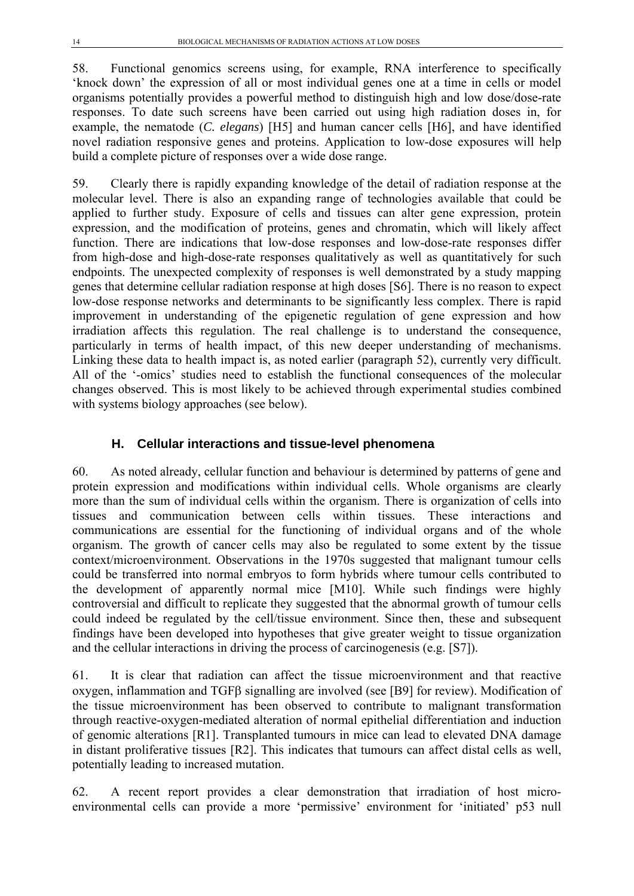58. Functional genomics screens using, for example, RNA interference to specifically 'knock down' the expression of all or most individual genes one at a time in cells or model organisms potentially provides a powerful method to distinguish high and low dose/dose-rate responses. To date such screens have been carried out using high radiation doses in, for example, the nematode (*C. elegans*) [H5] and human cancer cells [H6], and have identified novel radiation responsive genes and proteins. Application to low-dose exposures will help build a complete picture of responses over a wide dose range.

59. Clearly there is rapidly expanding knowledge of the detail of radiation response at the molecular level. There is also an expanding range of technologies available that could be applied to further study. Exposure of cells and tissues can alter gene expression, protein expression, and the modification of proteins, genes and chromatin, which will likely affect function. There are indications that low-dose responses and low-dose-rate responses differ from high-dose and high-dose-rate responses qualitatively as well as quantitatively for such endpoints. The unexpected complexity of responses is well demonstrated by a study mapping genes that determine cellular radiation response at high doses [S6]. There is no reason to expect low-dose response networks and determinants to be significantly less complex. There is rapid improvement in understanding of the epigenetic regulation of gene expression and how irradiation affects this regulation. The real challenge is to understand the consequence, particularly in terms of health impact, of this new deeper understanding of mechanisms. Linking these data to health impact is, as noted earlier (paragraph 52), currently very difficult. All of the '-omics' studies need to establish the functional consequences of the molecular changes observed. This is most likely to be achieved through experimental studies combined with systems biology approaches (see below).

### H. Cellular interactions and tissue-level phenomena

60. As noted already, cellular function and behaviour is determined by patterns of gene and protein expression and modifications within individual cells. Whole organisms are clearly more than the sum of individual cells within the organism. There is organization of cells into tissues and communication between cells within tissues. These interactions and communications are essential for the functioning of individual organs and of the whole organism. The growth of cancer cells may also be regulated to some extent by the tissue context/microenvironment. Observations in the 1970s suggested that malignant tumour cells could be transferred into normal embryos to form hybrids where tumour cells contributed to the development of apparently normal mice [M10]. While such findings were highly controversial and difficult to replicate they suggested that the abnormal growth of tumour cells could indeed be regulated by the cell/tissue environment. Since then, these and subsequent findings have been developed into hypotheses that give greater weight to tissue organization and the cellular interactions in driving the process of carcinogenesis (e.g. [S7]).

61. It is clear that radiation can affect the tissue microenvironment and that reactive oxygen, inflammation and TGFβ signalling are involved (see [B9] for review). Modification of the tissue microenvironment has been observed to contribute to malignant transformation through reactive-oxygen-mediated alteration of normal epithelial differentiation and induction of genomic alterations [R1]. Transplanted tumours in mice can lead to elevated DNA damage in distant proliferative tissues [R2]. This indicates that tumours can affect distal cells as well, potentially leading to increased mutation.

62. A recent report provides a clear demonstration that irradiation of host micro-environmental cells can provide a more 'permissive' environment for 'initiated' p53 null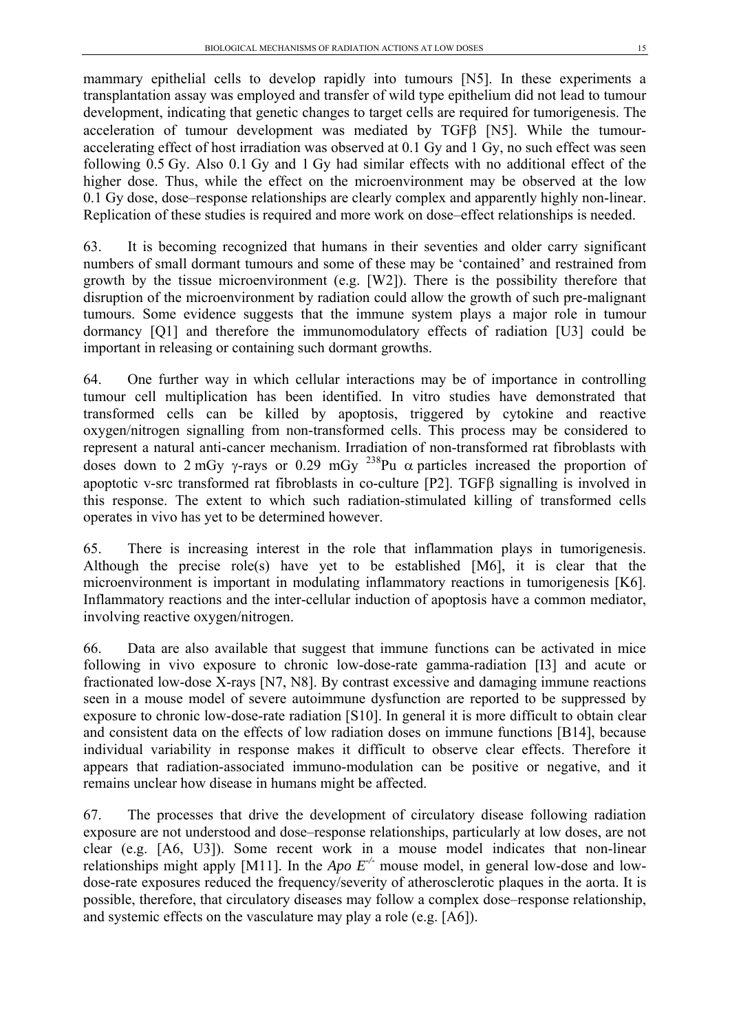mammary epithelial cells to develop rapidly into tumours [N5]. In these experiments a transplantation assay was employed and transfer of wild type epithelium did not lead to tumour development, indicating that genetic changes to target cells are required for tumorigenesis. The acceleration of tumour development was mediated by TGFβ [N5]. While the tumour-accelerating effect of host irradiation was observed at 0.1 Gy and 1 Gy, no such effect was seen following 0.5 Gy. Also 0.1 Gy and 1 Gy had similar effects with no additional effect of the higher dose. Thus, while the effect on the microenvironment may be observed at the low 0.1 Gy dose, dose–response relationships are clearly complex and apparently highly non-linear. Replication of these studies is required and more work on dose–effect relationships is needed.

63. It is becoming recognized that humans in their seventies and older carry significant numbers of small dormant tumours and some of these may be 'contained' and restrained from growth by the tissue microenvironment (e.g. [W2]). There is the possibility therefore that disruption of the microenvironment by radiation could allow the growth of such pre-malignant tumours. Some evidence suggests that the immune system plays a major role in tumour dormancy [Q1] and therefore the immunomodulatory effects of radiation [U3] could be important in releasing or containing such dormant growths.

64. One further way in which cellular interactions may be of importance in controlling tumour cell multiplication has been identified. In vitro studies have demonstrated that transformed cells can be killed by apoptosis, triggered by cytokine and reactive oxygen/nitrogen signalling from non-transformed cells. This process may be considered to represent a natural anti-cancer mechanism. Irradiation of non-transformed rat fibroblasts with doses down to 2 mGy γ-rays or 0.29 mGy $^{238}$Pu α particles increased the proportion of apoptotic v-src transformed rat fibroblasts in co-culture [P2]. TGFβ signalling is involved in this response. The extent to which such radiation-stimulated killing of transformed cells operates in vivo has yet to be determined however.

65. There is increasing interest in the role that inflammation plays in tumorigenesis. Although the precise role(s) have yet to be established [M6], it is clear that the microenvironment is important in modulating inflammatory reactions in tumorigenesis [K6]. Inflammatory reactions and the inter-cellular induction of apoptosis have a common mediator, involving reactive oxygen/nitrogen.

66. Data are also available that suggest that immune functions can be activated in mice following in vivo exposure to chronic low-dose-rate gamma-radiation [I3] and acute or fractionated low-dose X-rays [N7, N8]. By contrast excessive and damaging immune reactions seen in a mouse model of severe autoimmune dysfunction are reported to be suppressed by exposure to chronic low-dose-rate radiation [S10]. In general it is more difficult to obtain clear and consistent data on the effects of low radiation doses on immune functions [B14], because individual variability in response makes it difficult to observe clear effects. Therefore it appears that radiation-associated immuno-modulation can be positive or negative, and it remains unclear how disease in humans might be affected.

67. The processes that drive the development of circulatory disease following radiation exposure are not understood and dose–response relationships, particularly at low doses, are not clear (e.g. [A6, U3]). Some recent work in a mouse model indicates that non-linear relationships might apply [M11]. In the *Apo E*$^{-/-}$ mouse model, in general low-dose and low-dose-rate exposures reduced the frequency/severity of atherosclerotic plaques in the aorta. It is possible, therefore, that circulatory diseases may follow a complex dose–response relationship, and systemic effects on the vasculature may play a role (e.g. [A6]).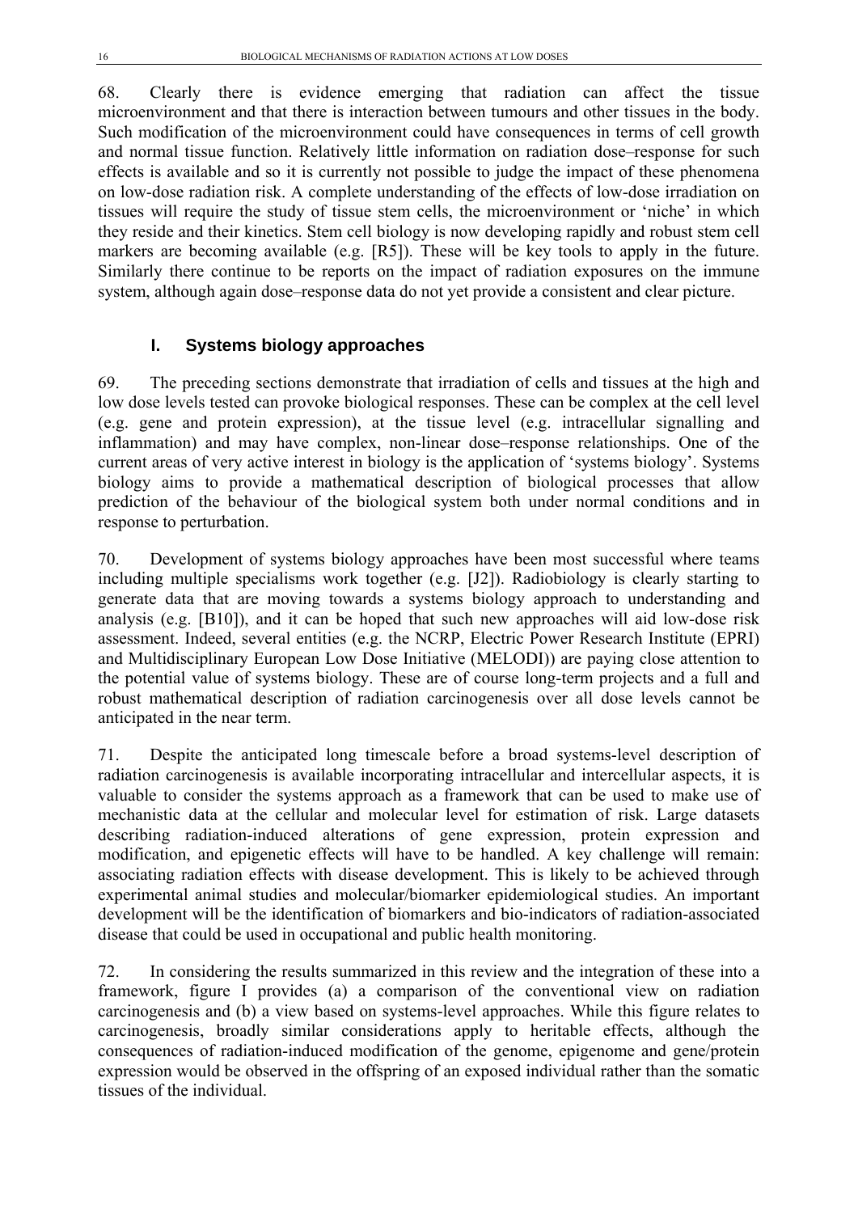68. Clearly there is evidence emerging that radiation can affect the tissue microenvironment and that there is interaction between tumours and other tissues in the body. Such modification of the microenvironment could have consequences in terms of cell growth and normal tissue function. Relatively little information on radiation dose–response for such effects is available and so it is currently not possible to judge the impact of these phenomena on low-dose radiation risk. A complete understanding of the effects of low-dose irradiation on tissues will require the study of tissue stem cells, the microenvironment or 'niche' in which they reside and their kinetics. Stem cell biology is now developing rapidly and robust stem cell markers are becoming available (e.g. [R5]). These will be key tools to apply in the future. Similarly there continue to be reports on the impact of radiation exposures on the immune system, although again dose–response data do not yet provide a consistent and clear picture.

## I. Systems biology approaches

69. The preceding sections demonstrate that irradiation of cells and tissues at the high and low dose levels tested can provoke biological responses. These can be complex at the cell level (e.g. gene and protein expression), at the tissue level (e.g. intracellular signalling and inflammation) and may have complex, non-linear dose–response relationships. One of the current areas of very active interest in biology is the application of 'systems biology'. Systems biology aims to provide a mathematical description of biological processes that allow prediction of the behaviour of the biological system both under normal conditions and in response to perturbation.

70. Development of systems biology approaches have been most successful where teams including multiple specialisms work together (e.g. [J2]). Radiobiology is clearly starting to generate data that are moving towards a systems biology approach to understanding and analysis (e.g. [B10]), and it can be hoped that such new approaches will aid low-dose risk assessment. Indeed, several entities (e.g. the NCRP, Electric Power Research Institute (EPRI) and Multidisciplinary European Low Dose Initiative (MELODI)) are paying close attention to the potential value of systems biology. These are of course long-term projects and a full and robust mathematical description of radiation carcinogenesis over all dose levels cannot be anticipated in the near term.

71. Despite the anticipated long timescale before a broad systems-level description of radiation carcinogenesis is available incorporating intracellular and intercellular aspects, it is valuable to consider the systems approach as a framework that can be used to make use of mechanistic data at the cellular and molecular level for estimation of risk. Large datasets describing radiation-induced alterations of gene expression, protein expression and modification, and epigenetic effects will have to be handled. A key challenge will remain: associating radiation effects with disease development. This is likely to be achieved through experimental animal studies and molecular/biomarker epidemiological studies. An important development will be the identification of biomarkers and bio-indicators of radiation-associated disease that could be used in occupational and public health monitoring.

72. In considering the results summarized in this review and the integration of these into a framework, figure I provides (a) a comparison of the conventional view on radiation carcinogenesis and (b) a view based on systems-level approaches. While this figure relates to carcinogenesis, broadly similar considerations apply to heritable effects, although the consequences of radiation-induced modification of the genome, epigenome and gene/protein expression would be observed in the offspring of an exposed individual rather than the somatic tissues of the individual.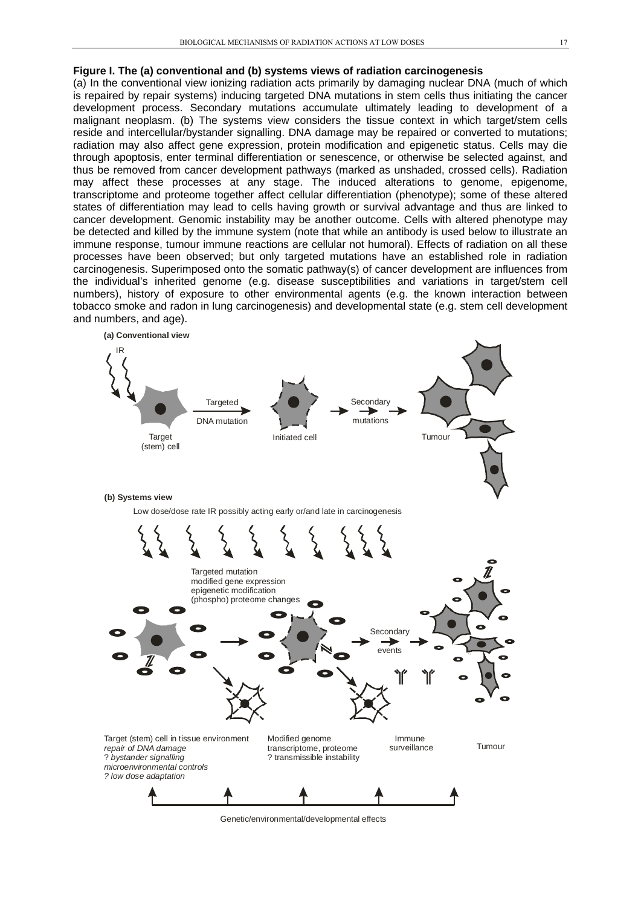**Figure I. The (a) conventional and (b) systems views of radiation carcinogenesis**

(a) In the conventional view ionizing radiation acts primarily by damaging nuclear DNA (much of which is repaired by repair systems) inducing targeted DNA mutations in stem cells thus initiating the cancer development process. Secondary mutations accumulate ultimately leading to development of a malignant neoplasm. (b) The systems view considers the tissue context in which target/stem cells reside and intercellular/bystander signalling. DNA damage may be repaired or converted to mutations; radiation may also affect gene expression, protein modification and epigenetic status. Cells may die through apoptosis, enter terminal differentiation or senescence, or otherwise be selected against, and thus be removed from cancer development pathways (marked as unshaded, crossed cells). Radiation may affect these processes at any stage. The induced alterations to genome, epigenome, transcriptome and proteome together affect cellular differentiation (phenotype); some of these altered states of differentiation may lead to cells having growth or survival advantage and thus are linked to cancer development. Genomic instability may be another outcome. Cells with altered phenotype may be detected and killed by the immune system (note that while an antibody is used below to illustrate an immune response, tumour immune reactions are cellular not humoral). Effects of radiation on all these processes have been observed; but only targeted mutations have an established role in radiation carcinogenesis. Superimposed onto the somatic pathway(s) of cancer development are influences from the individual's inherited genome (e.g. disease susceptibilities and variations in target/stem cell numbers), history of exposure to other environmental agents (e.g. the known interaction between tobacco smoke and radon in lung carcinogenesis) and developmental state (e.g. stem cell development and numbers, and age).

**(a) Conventional view**

IR → Target (stem) cell → Targeted DNA mutation → Initiated cell → Secondary mutations → Tumour

**(b) Systems view**

Low dose/dose rate IR possibly acting early or/and late in carcinogenesis

Targeted mutation
modified gene expression
epigenetic modification
(phospho) proteome changes

Secondary events

Target (stem) cell in tissue environment
*repair of DNA damage*
? *bystander signalling*
*microenvironmental controls*
*? low dose adaptation*

Modified genome
transcriptome, proteome
? transmissible instability

Immune surveillance

Tumour

Genetic/environmental/developmental effects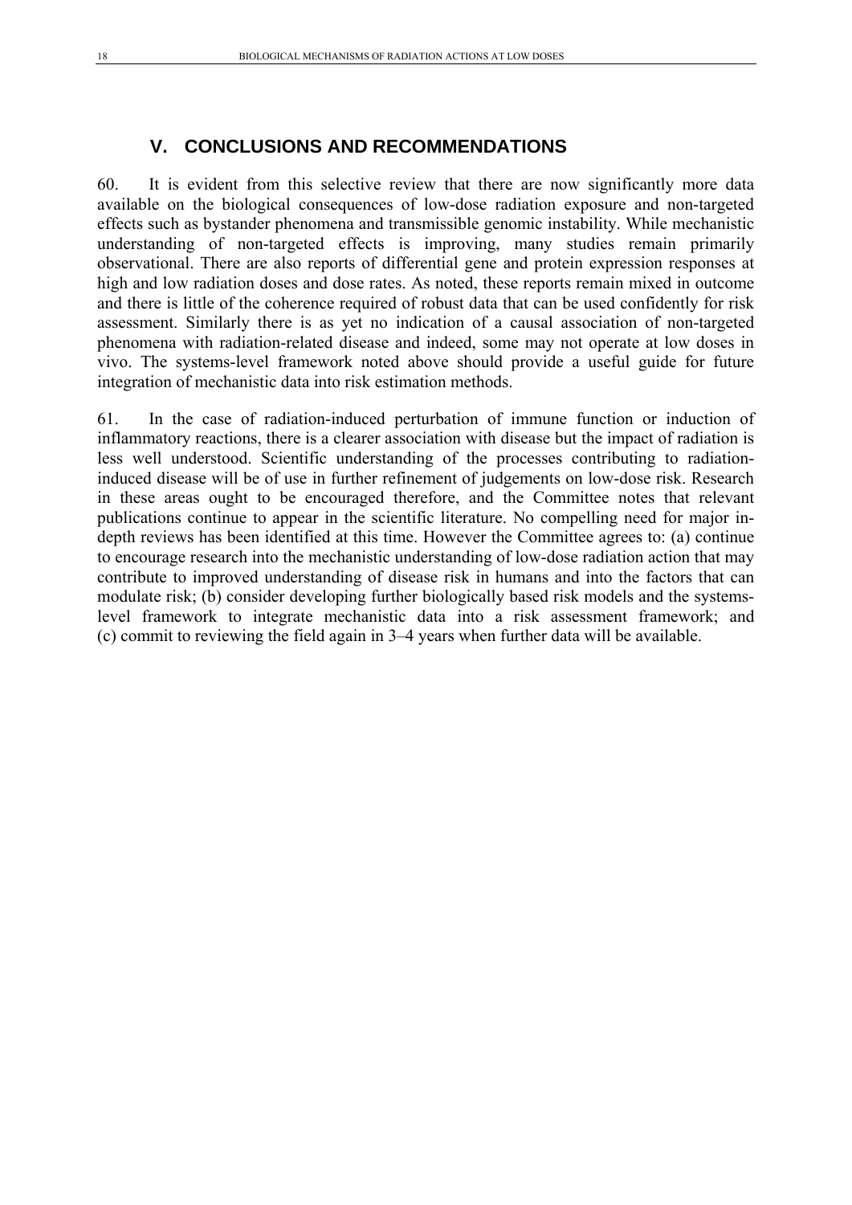## V. CONCLUSIONS AND RECOMMENDATIONS

60. It is evident from this selective review that there are now significantly more data available on the biological consequences of low-dose radiation exposure and non-targeted effects such as bystander phenomena and transmissible genomic instability. While mechanistic understanding of non-targeted effects is improving, many studies remain primarily observational. There are also reports of differential gene and protein expression responses at high and low radiation doses and dose rates. As noted, these reports remain mixed in outcome and there is little of the coherence required of robust data that can be used confidently for risk assessment. Similarly there is as yet no indication of a causal association of non-targeted phenomena with radiation-related disease and indeed, some may not operate at low doses in vivo. The systems-level framework noted above should provide a useful guide for future integration of mechanistic data into risk estimation methods.

61. In the case of radiation-induced perturbation of immune function or induction of inflammatory reactions, there is a clearer association with disease but the impact of radiation is less well understood. Scientific understanding of the processes contributing to radiation-induced disease will be of use in further refinement of judgements on low-dose risk. Research in these areas ought to be encouraged therefore, and the Committee notes that relevant publications continue to appear in the scientific literature. No compelling need for major in-depth reviews has been identified at this time. However the Committee agrees to: (a) continue to encourage research into the mechanistic understanding of low-dose radiation action that may contribute to improved understanding of disease risk in humans and into the factors that can modulate risk; (b) consider developing further biologically based risk models and the systems-level framework to integrate mechanistic data into a risk assessment framework; and (c) commit to reviewing the field again in 3–4 years when further data will be available.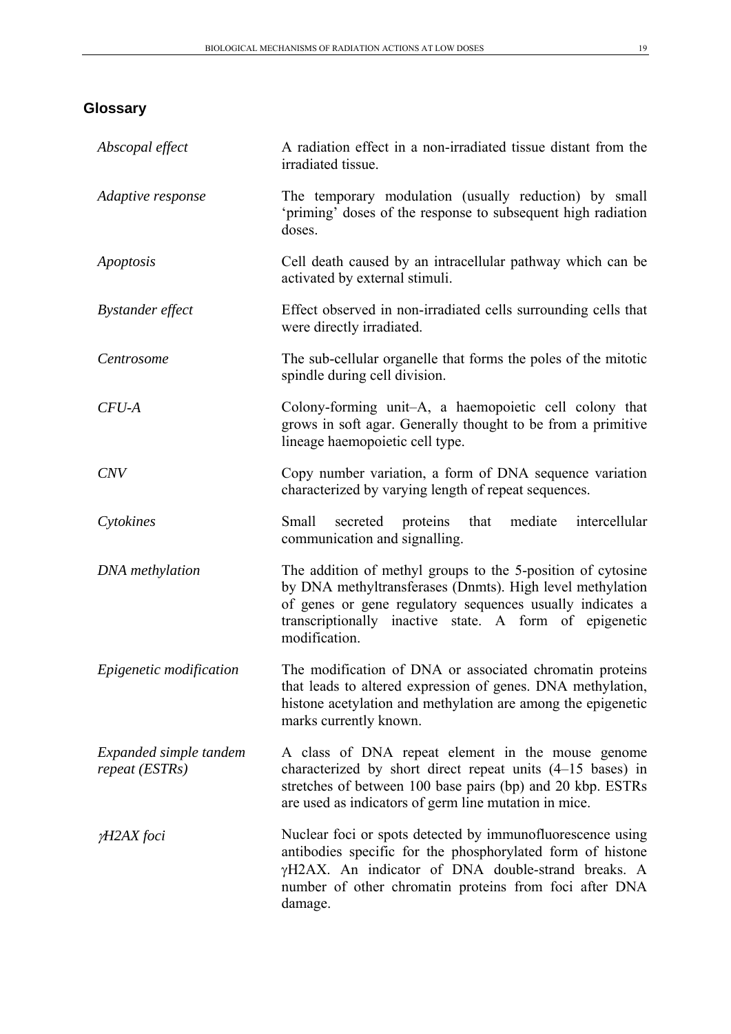## Glossary

| | |
|---|---|
| *Abscopal effect* | A radiation effect in a non-irradiated tissue distant from the irradiated tissue. |
| *Adaptive response* | The temporary modulation (usually reduction) by small 'priming' doses of the response to subsequent high radiation doses. |
| *Apoptosis* | Cell death caused by an intracellular pathway which can be activated by external stimuli. |
| *Bystander effect* | Effect observed in non-irradiated cells surrounding cells that were directly irradiated. |
| *Centrosome* | The sub-cellular organelle that forms the poles of the mitotic spindle during cell division. |
| *CFU-A* | Colony-forming unit–A, a haemopoietic cell colony that grows in soft agar. Generally thought to be from a primitive lineage haemopoietic cell type. |
| *CNV* | Copy number variation, a form of DNA sequence variation characterized by varying length of repeat sequences. |
| *Cytokines* | Small secreted proteins that mediate intercellular communication and signalling. |
| *DNA methylation* | The addition of methyl groups to the 5-position of cytosine by DNA methyltransferases (Dnmts). High level methylation of genes or gene regulatory sequences usually indicates a transcriptionally inactive state. A form of epigenetic modification. |
| *Epigenetic modification* | The modification of DNA or associated chromatin proteins that leads to altered expression of genes. DNA methylation, histone acetylation and methylation are among the epigenetic marks currently known. |
| *Expanded simple tandem repeat (ESTRs)* | A class of DNA repeat element in the mouse genome characterized by short direct repeat units (4–15 bases) in stretches of between 100 base pairs (bp) and 20 kbp. ESTRs are used as indicators of germ line mutation in mice. |
| *γH2AX foci* | Nuclear foci or spots detected by immunofluorescence using antibodies specific for the phosphorylated form of histone γH2AX. An indicator of DNA double-strand breaks. A number of other chromatin proteins from foci after DNA damage. |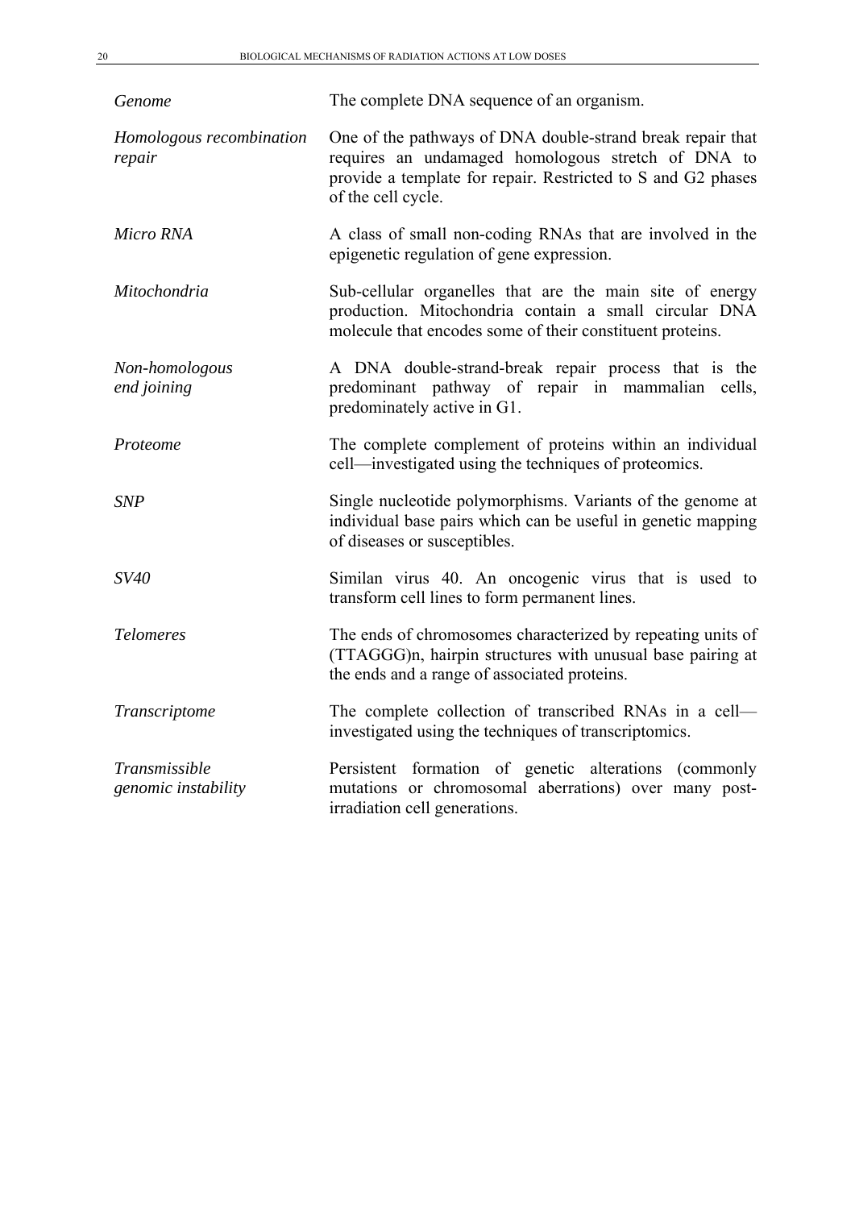| | |
|---|---|
| *Genome* | The complete DNA sequence of an organism. |
| *Homologous recombination repair* | One of the pathways of DNA double-strand break repair that requires an undamaged homologous stretch of DNA to provide a template for repair. Restricted to S and G2 phases of the cell cycle. |
| *Micro RNA* | A class of small non-coding RNAs that are involved in the epigenetic regulation of gene expression. |
| *Mitochondria* | Sub-cellular organelles that are the main site of energy production. Mitochondria contain a small circular DNA molecule that encodes some of their constituent proteins. |
| *Non-homologous end joining* | A DNA double-strand-break repair process that is the predominant pathway of repair in mammalian cells, predominately active in G1. |
| *Proteome* | The complete complement of proteins within an individual cell—investigated using the techniques of proteomics. |
| *SNP* | Single nucleotide polymorphisms. Variants of the genome at individual base pairs which can be useful in genetic mapping of diseases or susceptibles. |
| *SV40* | Similan virus 40. An oncogenic virus that is used to transform cell lines to form permanent lines. |
| *Telomeres* | The ends of chromosomes characterized by repeating units of (TTAGGG)n, hairpin structures with unusual base pairing at the ends and a range of associated proteins. |
| *Transcriptome* | The complete collection of transcribed RNAs in a cell—investigated using the techniques of transcriptomics. |
| *Transmissible genomic instability* | Persistent formation of genetic alterations (commonly mutations or chromosomal aberrations) over many post-irradiation cell generations. |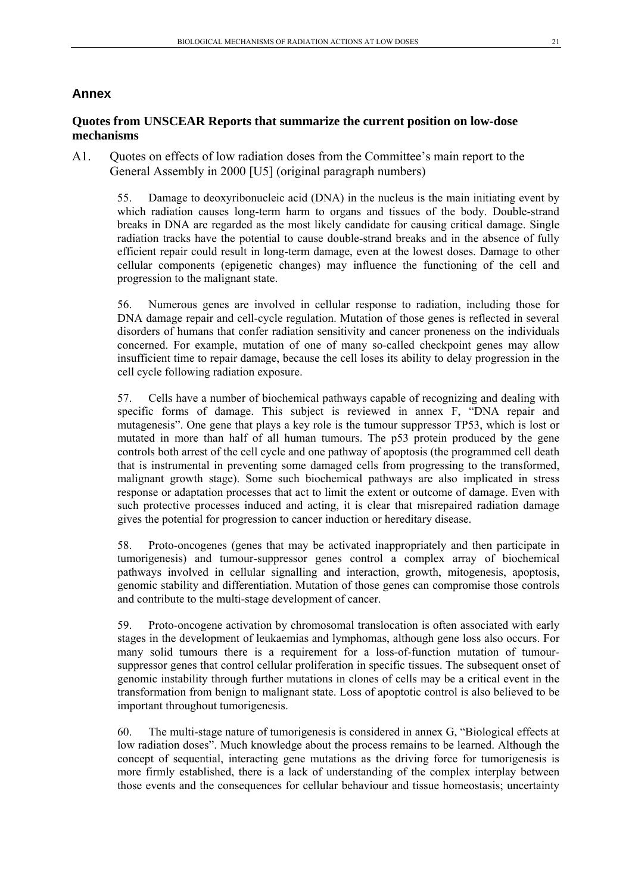## Annex

### Quotes from UNSCEAR Reports that summarize the current position on low-dose mechanisms

A1. Quotes on effects of low radiation doses from the Committee's main report to the General Assembly in 2000 [U5] (original paragraph numbers)

> 55. Damage to deoxyribonucleic acid (DNA) in the nucleus is the main initiating event by which radiation causes long-term harm to organs and tissues of the body. Double-strand breaks in DNA are regarded as the most likely candidate for causing critical damage. Single radiation tracks have the potential to cause double-strand breaks and in the absence of fully efficient repair could result in long-term damage, even at the lowest doses. Damage to other cellular components (epigenetic changes) may influence the functioning of the cell and progression to the malignant state.
>
> 56. Numerous genes are involved in cellular response to radiation, including those for DNA damage repair and cell-cycle regulation. Mutation of those genes is reflected in several disorders of humans that confer radiation sensitivity and cancer proneness on the individuals concerned. For example, mutation of one of many so-called checkpoint genes may allow insufficient time to repair damage, because the cell loses its ability to delay progression in the cell cycle following radiation exposure.
>
> 57. Cells have a number of biochemical pathways capable of recognizing and dealing with specific forms of damage. This subject is reviewed in annex F, "DNA repair and mutagenesis". One gene that plays a key role is the tumour suppressor TP53, which is lost or mutated in more than half of all human tumours. The p53 protein produced by the gene controls both arrest of the cell cycle and one pathway of apoptosis (the programmed cell death that is instrumental in preventing some damaged cells from progressing to the transformed, malignant growth stage). Some such biochemical pathways are also implicated in stress response or adaptation processes that act to limit the extent or outcome of damage. Even with such protective processes induced and acting, it is clear that misrepaired radiation damage gives the potential for progression to cancer induction or hereditary disease.
>
> 58. Proto-oncogenes (genes that may be activated inappropriately and then participate in tumorigenesis) and tumour-suppressor genes control a complex array of biochemical pathways involved in cellular signalling and interaction, growth, mitogenesis, apoptosis, genomic stability and differentiation. Mutation of those genes can compromise those controls and contribute to the multi-stage development of cancer.
>
> 59. Proto-oncogene activation by chromosomal translocation is often associated with early stages in the development of leukaemias and lymphomas, although gene loss also occurs. For many solid tumours there is a requirement for a loss-of-function mutation of tumour-suppressor genes that control cellular proliferation in specific tissues. The subsequent onset of genomic instability through further mutations in clones of cells may be a critical event in the transformation from benign to malignant state. Loss of apoptotic control is also believed to be important throughout tumorigenesis.
>
> 60. The multi-stage nature of tumorigenesis is considered in annex G, "Biological effects at low radiation doses". Much knowledge about the process remains to be learned. Although the concept of sequential, interacting gene mutations as the driving force for tumorigenesis is more firmly established, there is a lack of understanding of the complex interplay between those events and the consequences for cellular behaviour and tissue homeostasis; uncertainty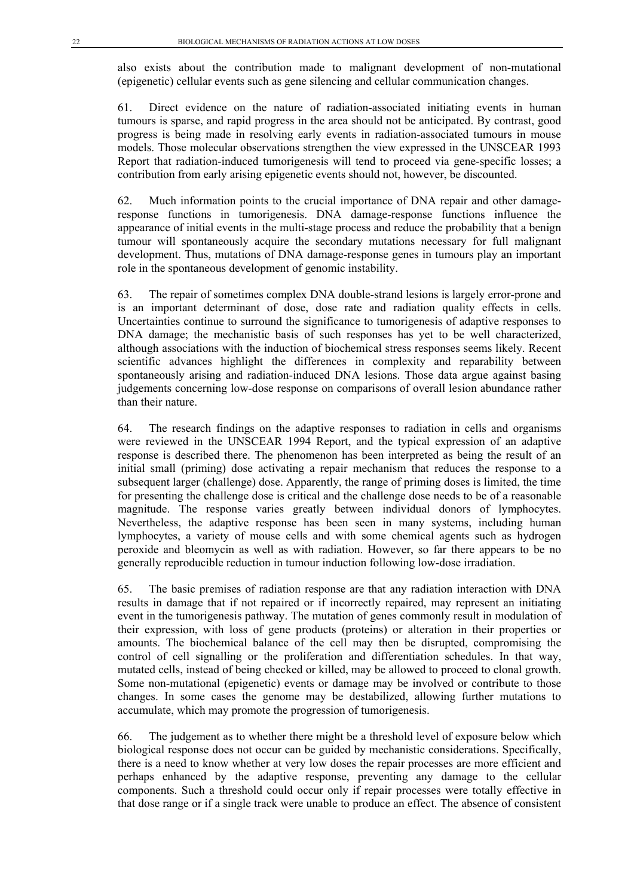also exists about the contribution made to malignant development of non-mutational (epigenetic) cellular events such as gene silencing and cellular communication changes.

61. Direct evidence on the nature of radiation-associated initiating events in human tumours is sparse, and rapid progress in the area should not be anticipated. By contrast, good progress is being made in resolving early events in radiation-associated tumours in mouse models. Those molecular observations strengthen the view expressed in the UNSCEAR 1993 Report that radiation-induced tumorigenesis will tend to proceed via gene-specific losses; a contribution from early arising epigenetic events should not, however, be discounted.

62. Much information points to the crucial importance of DNA repair and other damage-response functions in tumorigenesis. DNA damage-response functions influence the appearance of initial events in the multi-stage process and reduce the probability that a benign tumour will spontaneously acquire the secondary mutations necessary for full malignant development. Thus, mutations of DNA damage-response genes in tumours play an important role in the spontaneous development of genomic instability.

63. The repair of sometimes complex DNA double-strand lesions is largely error-prone and is an important determinant of dose, dose rate and radiation quality effects in cells. Uncertainties continue to surround the significance to tumorigenesis of adaptive responses to DNA damage; the mechanistic basis of such responses has yet to be well characterized, although associations with the induction of biochemical stress responses seems likely. Recent scientific advances highlight the differences in complexity and reparability between spontaneously arising and radiation-induced DNA lesions. Those data argue against basing judgements concerning low-dose response on comparisons of overall lesion abundance rather than their nature.

64. The research findings on the adaptive responses to radiation in cells and organisms were reviewed in the UNSCEAR 1994 Report, and the typical expression of an adaptive response is described there. The phenomenon has been interpreted as being the result of an initial small (priming) dose activating a repair mechanism that reduces the response to a subsequent larger (challenge) dose. Apparently, the range of priming doses is limited, the time for presenting the challenge dose is critical and the challenge dose needs to be of a reasonable magnitude. The response varies greatly between individual donors of lymphocytes. Nevertheless, the adaptive response has been seen in many systems, including human lymphocytes, a variety of mouse cells and with some chemical agents such as hydrogen peroxide and bleomycin as well as with radiation. However, so far there appears to be no generally reproducible reduction in tumour induction following low-dose irradiation.

65. The basic premises of radiation response are that any radiation interaction with DNA results in damage that if not repaired or if incorrectly repaired, may represent an initiating event in the tumorigenesis pathway. The mutation of genes commonly result in modulation of their expression, with loss of gene products (proteins) or alteration in their properties or amounts. The biochemical balance of the cell may then be disrupted, compromising the control of cell signalling or the proliferation and differentiation schedules. In that way, mutated cells, instead of being checked or killed, may be allowed to proceed to clonal growth. Some non-mutational (epigenetic) events or damage may be involved or contribute to those changes. In some cases the genome may be destabilized, allowing further mutations to accumulate, which may promote the progression of tumorigenesis.

66. The judgement as to whether there might be a threshold level of exposure below which biological response does not occur can be guided by mechanistic considerations. Specifically, there is a need to know whether at very low doses the repair processes are more efficient and perhaps enhanced by the adaptive response, preventing any damage to the cellular components. Such a threshold could occur only if repair processes were totally effective in that dose range or if a single track were unable to produce an effect. The absence of consistent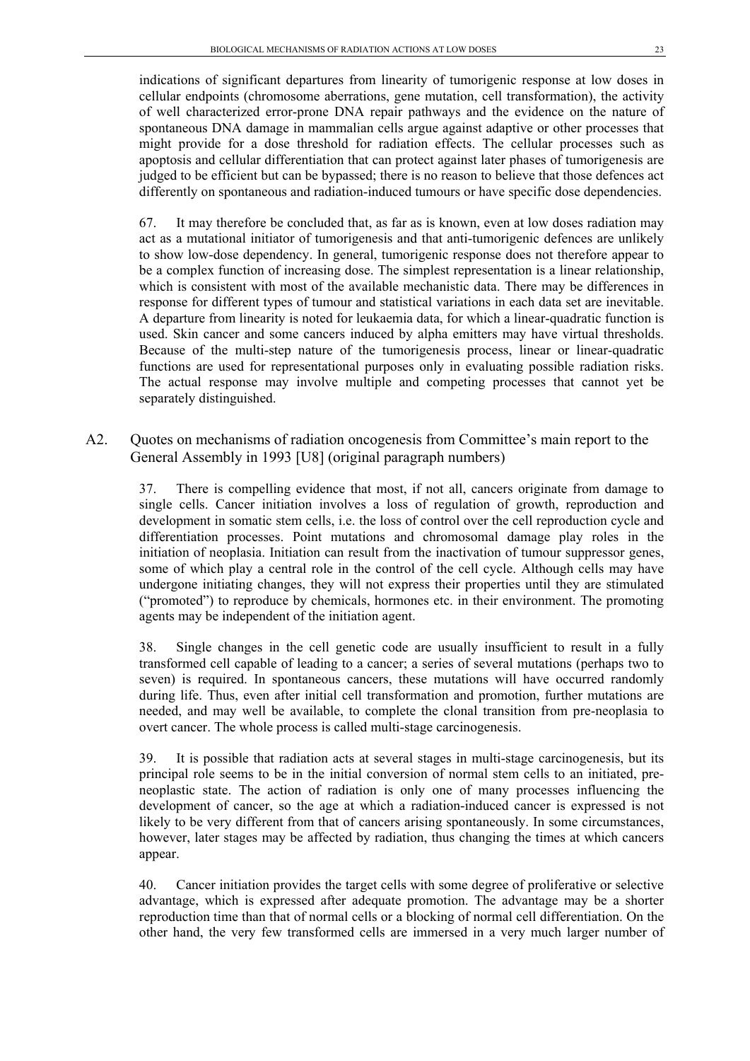indications of significant departures from linearity of tumorigenic response at low doses in cellular endpoints (chromosome aberrations, gene mutation, cell transformation), the activity of well characterized error-prone DNA repair pathways and the evidence on the nature of spontaneous DNA damage in mammalian cells argue against adaptive or other processes that might provide for a dose threshold for radiation effects. The cellular processes such as apoptosis and cellular differentiation that can protect against later phases of tumorigenesis are judged to be efficient but can be bypassed; there is no reason to believe that those defences act differently on spontaneous and radiation-induced tumours or have specific dose dependencies.

67. It may therefore be concluded that, as far as is known, even at low doses radiation may act as a mutational initiator of tumorigenesis and that anti-tumorigenic defences are unlikely to show low-dose dependency. In general, tumorigenic response does not therefore appear to be a complex function of increasing dose. The simplest representation is a linear relationship, which is consistent with most of the available mechanistic data. There may be differences in response for different types of tumour and statistical variations in each data set are inevitable. A departure from linearity is noted for leukaemia data, for which a linear-quadratic function is used. Skin cancer and some cancers induced by alpha emitters may have virtual thresholds. Because of the multi-step nature of the tumorigenesis process, linear or linear-quadratic functions are used for representational purposes only in evaluating possible radiation risks. The actual response may involve multiple and competing processes that cannot yet be separately distinguished.

## A2. Quotes on mechanisms of radiation oncogenesis from Committee's main report to the General Assembly in 1993 [U8] (original paragraph numbers)

37. There is compelling evidence that most, if not all, cancers originate from damage to single cells. Cancer initiation involves a loss of regulation of growth, reproduction and development in somatic stem cells, i.e. the loss of control over the cell reproduction cycle and differentiation processes. Point mutations and chromosomal damage play roles in the initiation of neoplasia. Initiation can result from the inactivation of tumour suppressor genes, some of which play a central role in the control of the cell cycle. Although cells may have undergone initiating changes, they will not express their properties until they are stimulated ("promoted") to reproduce by chemicals, hormones etc. in their environment. The promoting agents may be independent of the initiation agent.

38. Single changes in the cell genetic code are usually insufficient to result in a fully transformed cell capable of leading to a cancer; a series of several mutations (perhaps two to seven) is required. In spontaneous cancers, these mutations will have occurred randomly during life. Thus, even after initial cell transformation and promotion, further mutations are needed, and may well be available, to complete the clonal transition from pre-neoplasia to overt cancer. The whole process is called multi-stage carcinogenesis.

39. It is possible that radiation acts at several stages in multi-stage carcinogenesis, but its principal role seems to be in the initial conversion of normal stem cells to an initiated, pre-neoplastic state. The action of radiation is only one of many processes influencing the development of cancer, so the age at which a radiation-induced cancer is expressed is not likely to be very different from that of cancers arising spontaneously. In some circumstances, however, later stages may be affected by radiation, thus changing the times at which cancers appear.

40. Cancer initiation provides the target cells with some degree of proliferative or selective advantage, which is expressed after adequate promotion. The advantage may be a shorter reproduction time than that of normal cells or a blocking of normal cell differentiation. On the other hand, the very few transformed cells are immersed in a very much larger number of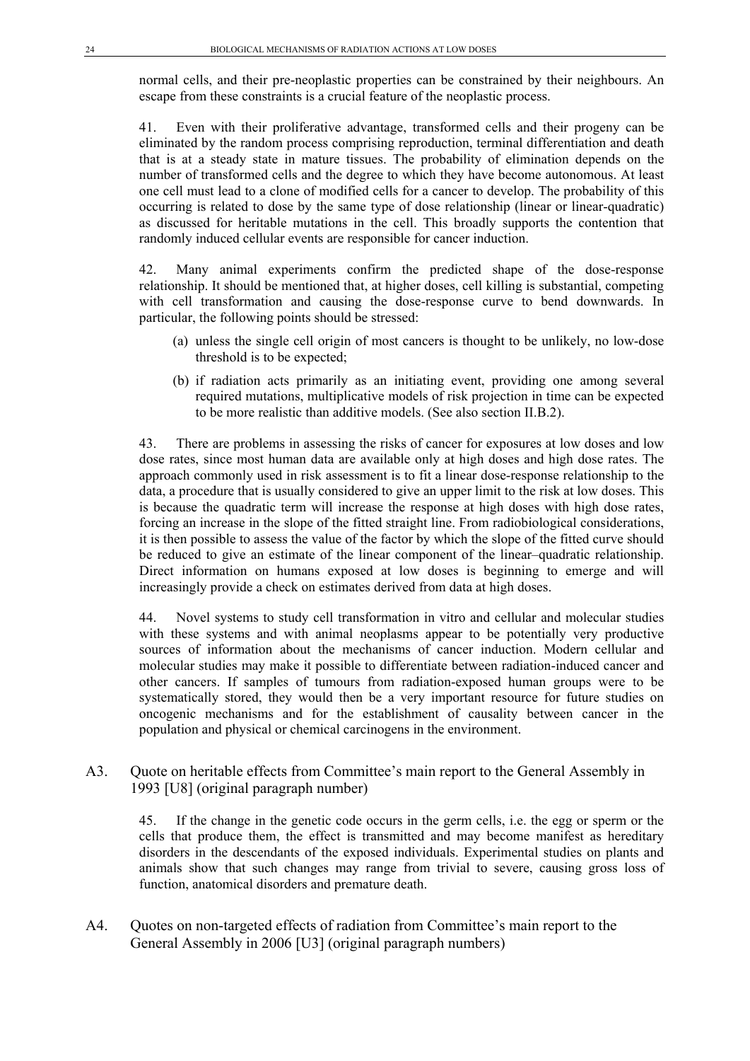normal cells, and their pre-neoplastic properties can be constrained by their neighbours. An escape from these constraints is a crucial feature of the neoplastic process.

41. Even with their proliferative advantage, transformed cells and their progeny can be eliminated by the random process comprising reproduction, terminal differentiation and death that is at a steady state in mature tissues. The probability of elimination depends on the number of transformed cells and the degree to which they have become autonomous. At least one cell must lead to a clone of modified cells for a cancer to develop. The probability of this occurring is related to dose by the same type of dose relationship (linear or linear-quadratic) as discussed for heritable mutations in the cell. This broadly supports the contention that randomly induced cellular events are responsible for cancer induction.

42. Many animal experiments confirm the predicted shape of the dose-response relationship. It should be mentioned that, at higher doses, cell killing is substantial, competing with cell transformation and causing the dose-response curve to bend downwards. In particular, the following points should be stressed:

(a) unless the single cell origin of most cancers is thought to be unlikely, no low-dose threshold is to be expected;

(b) if radiation acts primarily as an initiating event, providing one among several required mutations, multiplicative models of risk projection in time can be expected to be more realistic than additive models. (See also section II.B.2).

43. There are problems in assessing the risks of cancer for exposures at low doses and low dose rates, since most human data are available only at high doses and high dose rates. The approach commonly used in risk assessment is to fit a linear dose-response relationship to the data, a procedure that is usually considered to give an upper limit to the risk at low doses. This is because the quadratic term will increase the response at high doses with high dose rates, forcing an increase in the slope of the fitted straight line. From radiobiological considerations, it is then possible to assess the value of the factor by which the slope of the fitted curve should be reduced to give an estimate of the linear component of the linear–quadratic relationship. Direct information on humans exposed at low doses is beginning to emerge and will increasingly provide a check on estimates derived from data at high doses.

44. Novel systems to study cell transformation in vitro and cellular and molecular studies with these systems and with animal neoplasms appear to be potentially very productive sources of information about the mechanisms of cancer induction. Modern cellular and molecular studies may make it possible to differentiate between radiation-induced cancer and other cancers. If samples of tumours from radiation-exposed human groups were to be systematically stored, they would then be a very important resource for future studies on oncogenic mechanisms and for the establishment of causality between cancer in the population and physical or chemical carcinogens in the environment.

## A3. Quote on heritable effects from Committee's main report to the General Assembly in 1993 [U8] (original paragraph number)

45. If the change in the genetic code occurs in the germ cells, i.e. the egg or sperm or the cells that produce them, the effect is transmitted and may become manifest as hereditary disorders in the descendants of the exposed individuals. Experimental studies on plants and animals show that such changes may range from trivial to severe, causing gross loss of function, anatomical disorders and premature death.

## A4. Quotes on non-targeted effects of radiation from Committee's main report to the General Assembly in 2006 [U3] (original paragraph numbers)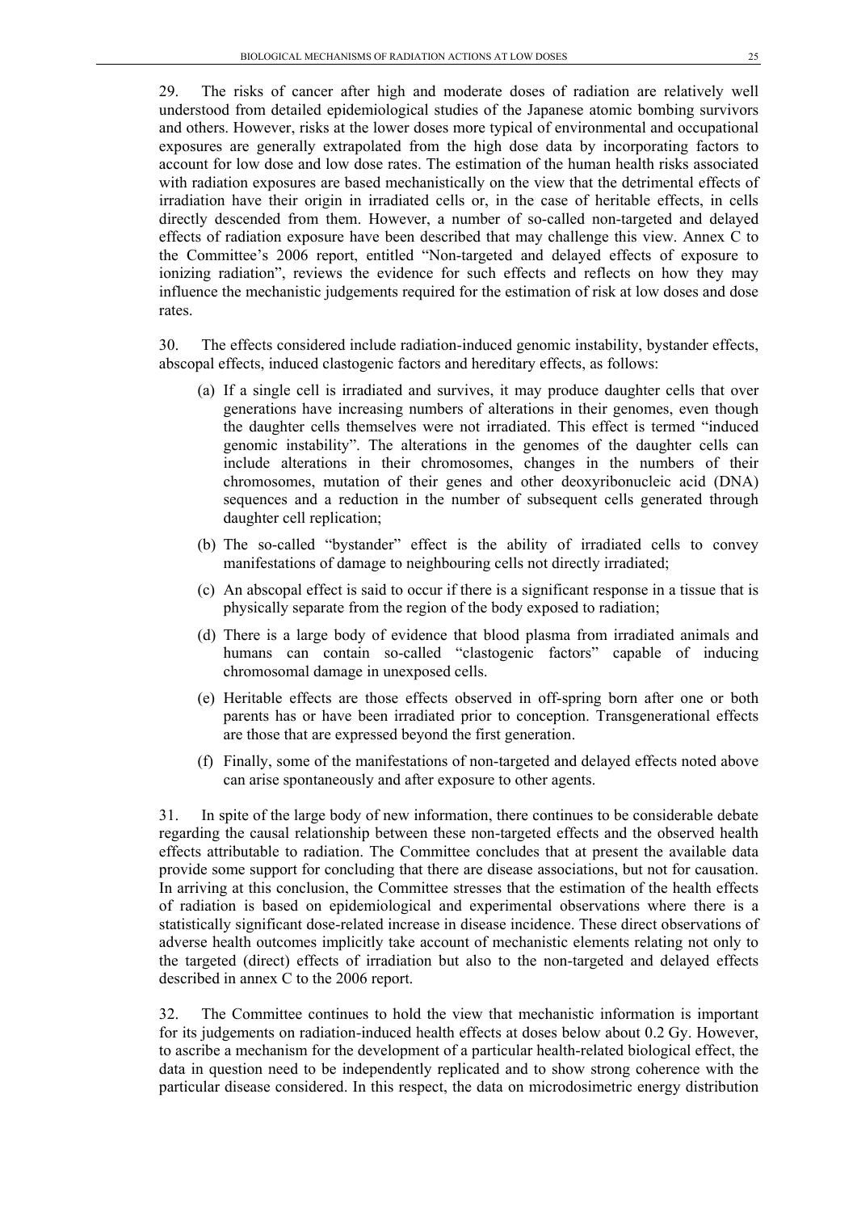29. The risks of cancer after high and moderate doses of radiation are relatively well understood from detailed epidemiological studies of the Japanese atomic bombing survivors and others. However, risks at the lower doses more typical of environmental and occupational exposures are generally extrapolated from the high dose data by incorporating factors to account for low dose and low dose rates. The estimation of the human health risks associated with radiation exposures are based mechanistically on the view that the detrimental effects of irradiation have their origin in irradiated cells or, in the case of heritable effects, in cells directly descended from them. However, a number of so-called non-targeted and delayed effects of radiation exposure have been described that may challenge this view. Annex C to the Committee's 2006 report, entitled "Non-targeted and delayed effects of exposure to ionizing radiation", reviews the evidence for such effects and reflects on how they may influence the mechanistic judgements required for the estimation of risk at low doses and dose rates.

30. The effects considered include radiation-induced genomic instability, bystander effects, abscopal effects, induced clastogenic factors and hereditary effects, as follows:

(a) If a single cell is irradiated and survives, it may produce daughter cells that over generations have increasing numbers of alterations in their genomes, even though the daughter cells themselves were not irradiated. This effect is termed "induced genomic instability". The alterations in the genomes of the daughter cells can include alterations in their chromosomes, changes in the numbers of their chromosomes, mutation of their genes and other deoxyribonucleic acid (DNA) sequences and a reduction in the number of subsequent cells generated through daughter cell replication;

(b) The so-called "bystander" effect is the ability of irradiated cells to convey manifestations of damage to neighbouring cells not directly irradiated;

(c) An abscopal effect is said to occur if there is a significant response in a tissue that is physically separate from the region of the body exposed to radiation;

(d) There is a large body of evidence that blood plasma from irradiated animals and humans can contain so-called "clastogenic factors" capable of inducing chromosomal damage in unexposed cells.

(e) Heritable effects are those effects observed in off-spring born after one or both parents has or have been irradiated prior to conception. Transgenerational effects are those that are expressed beyond the first generation.

(f) Finally, some of the manifestations of non-targeted and delayed effects noted above can arise spontaneously and after exposure to other agents.

31. In spite of the large body of new information, there continues to be considerable debate regarding the causal relationship between these non-targeted effects and the observed health effects attributable to radiation. The Committee concludes that at present the available data provide some support for concluding that there are disease associations, but not for causation. In arriving at this conclusion, the Committee stresses that the estimation of the health effects of radiation is based on epidemiological and experimental observations where there is a statistically significant dose-related increase in disease incidence. These direct observations of adverse health outcomes implicitly take account of mechanistic elements relating not only to the targeted (direct) effects of irradiation but also to the non-targeted and delayed effects described in annex C to the 2006 report.

32. The Committee continues to hold the view that mechanistic information is important for its judgements on radiation-induced health effects at doses below about 0.2 Gy. However, to ascribe a mechanism for the development of a particular health-related biological effect, the data in question need to be independently replicated and to show strong coherence with the particular disease considered. In this respect, the data on microdosimetric energy distribution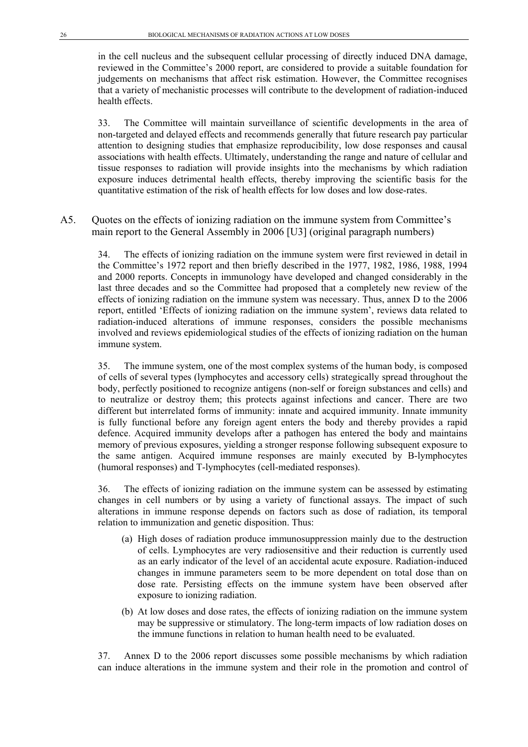in the cell nucleus and the subsequent cellular processing of directly induced DNA damage, reviewed in the Committee's 2000 report, are considered to provide a suitable foundation for judgements on mechanisms that affect risk estimation. However, the Committee recognises that a variety of mechanistic processes will contribute to the development of radiation-induced health effects.

33. The Committee will maintain surveillance of scientific developments in the area of non-targeted and delayed effects and recommends generally that future research pay particular attention to designing studies that emphasize reproducibility, low dose responses and causal associations with health effects. Ultimately, understanding the range and nature of cellular and tissue responses to radiation will provide insights into the mechanisms by which radiation exposure induces detrimental health effects, thereby improving the scientific basis for the quantitative estimation of the risk of health effects for low doses and low dose-rates.

## A5. Quotes on the effects of ionizing radiation on the immune system from Committee's main report to the General Assembly in 2006 [U3] (original paragraph numbers)

34. The effects of ionizing radiation on the immune system were first reviewed in detail in the Committee's 1972 report and then briefly described in the 1977, 1982, 1986, 1988, 1994 and 2000 reports. Concepts in immunology have developed and changed considerably in the last three decades and so the Committee had proposed that a completely new review of the effects of ionizing radiation on the immune system was necessary. Thus, annex D to the 2006 report, entitled 'Effects of ionizing radiation on the immune system', reviews data related to radiation-induced alterations of immune responses, considers the possible mechanisms involved and reviews epidemiological studies of the effects of ionizing radiation on the human immune system.

35. The immune system, one of the most complex systems of the human body, is composed of cells of several types (lymphocytes and accessory cells) strategically spread throughout the body, perfectly positioned to recognize antigens (non-self or foreign substances and cells) and to neutralize or destroy them; this protects against infections and cancer. There are two different but interrelated forms of immunity: innate and acquired immunity. Innate immunity is fully functional before any foreign agent enters the body and thereby provides a rapid defence. Acquired immunity develops after a pathogen has entered the body and maintains memory of previous exposures, yielding a stronger response following subsequent exposure to the same antigen. Acquired immune responses are mainly executed by B-lymphocytes (humoral responses) and T-lymphocytes (cell-mediated responses).

36. The effects of ionizing radiation on the immune system can be assessed by estimating changes in cell numbers or by using a variety of functional assays. The impact of such alterations in immune response depends on factors such as dose of radiation, its temporal relation to immunization and genetic disposition. Thus:

(a) High doses of radiation produce immunosuppression mainly due to the destruction of cells. Lymphocytes are very radiosensitive and their reduction is currently used as an early indicator of the level of an accidental acute exposure. Radiation-induced changes in immune parameters seem to be more dependent on total dose than on dose rate. Persisting effects on the immune system have been observed after exposure to ionizing radiation.

(b) At low doses and dose rates, the effects of ionizing radiation on the immune system may be suppressive or stimulatory. The long-term impacts of low radiation doses on the immune functions in relation to human health need to be evaluated.

37. Annex D to the 2006 report discusses some possible mechanisms by which radiation can induce alterations in the immune system and their role in the promotion and control of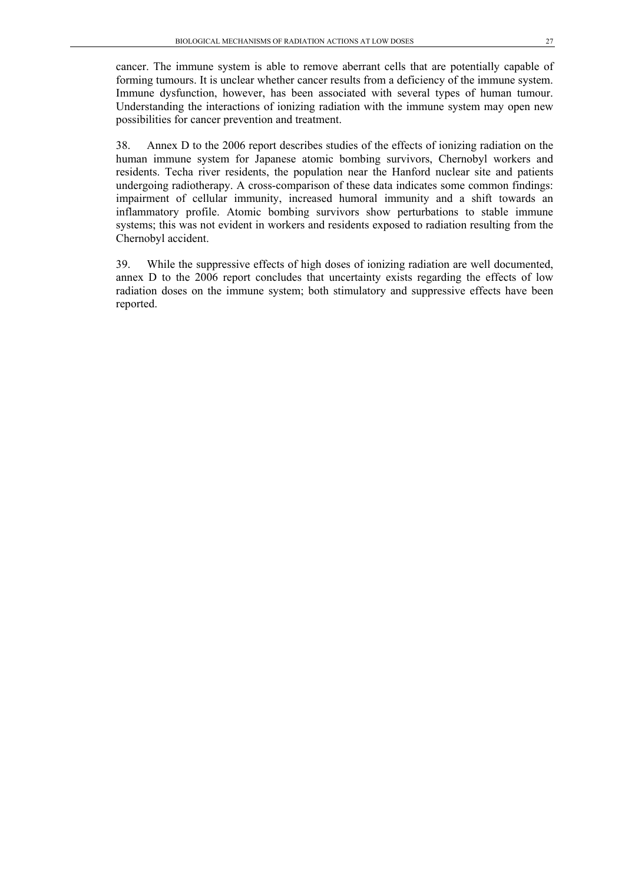cancer. The immune system is able to remove aberrant cells that are potentially capable of forming tumours. It is unclear whether cancer results from a deficiency of the immune system. Immune dysfunction, however, has been associated with several types of human tumour. Understanding the interactions of ionizing radiation with the immune system may open new possibilities for cancer prevention and treatment.

38. Annex D to the 2006 report describes studies of the effects of ionizing radiation on the human immune system for Japanese atomic bombing survivors, Chernobyl workers and residents. Techa river residents, the population near the Hanford nuclear site and patients undergoing radiotherapy. A cross-comparison of these data indicates some common findings: impairment of cellular immunity, increased humoral immunity and a shift towards an inflammatory profile. Atomic bombing survivors show perturbations to stable immune systems; this was not evident in workers and residents exposed to radiation resulting from the Chernobyl accident.

39. While the suppressive effects of high doses of ionizing radiation are well documented, annex D to the 2006 report concludes that uncertainty exists regarding the effects of low radiation doses on the immune system; both stimulatory and suppressive effects have been reported.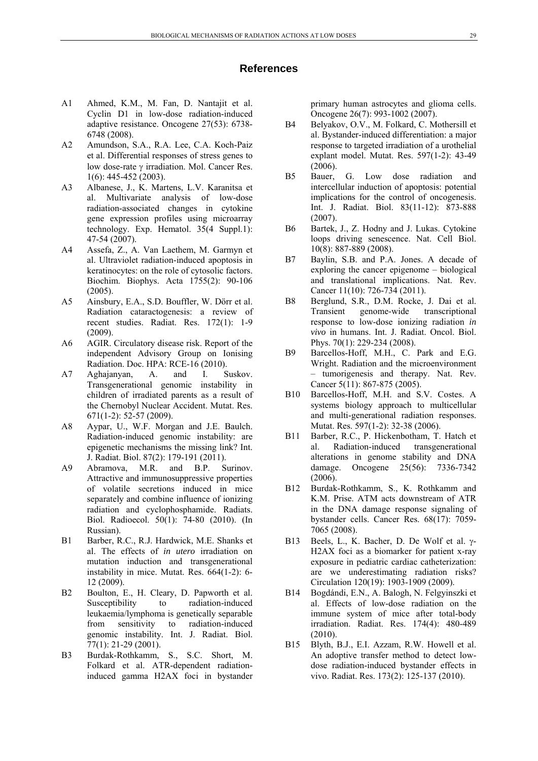## References

A1 Ahmed, K.M., M. Fan, D. Nantajit et al. Cyclin D1 in low-dose radiation-induced adaptive resistance. Oncogene 27(53): 6738-6748 (2008).

A2 Amundson, S.A., R.A. Lee, C.A. Koch-Paiz et al. Differential responses of stress genes to low dose-rate γ irradiation. Mol. Cancer Res. 1(6): 445-452 (2003).

A3 Albanese, J., K. Martens, L.V. Karanitsa et al. Multivariate analysis of low-dose radiation-associated changes in cytokine gene expression profiles using microarray technology. Exp. Hematol. 35(4 Suppl.1): 47-54 (2007).

A4 Assefa, Z., A. Van Laethem, M. Garmyn et al. Ultraviolet radiation-induced apoptosis in keratinocytes: on the role of cytosolic factors. Biochim. Biophys. Acta 1755(2): 90-106 (2005).

A5 Ainsbury, E.A., S.D. Bouffler, W. Dörr et al. Radiation cataractogenesis: a review of recent studies. Radiat. Res. 172(1): 1-9 (2009).

A6 AGIR. Circulatory disease risk. Report of the independent Advisory Group on Ionising Radiation. Doc. HPA: RCE-16 (2010).

A7 Aghajanyan, A. and I. Suskov. Transgenerational genomic instability in children of irradiated parents as a result of the Chernobyl Nuclear Accident. Mutat. Res. 671(1-2): 52-57 (2009).

A8 Aypar, U., W.F. Morgan and J.E. Baulch. Radiation-induced genomic instability: are epigenetic mechanisms the missing link? Int. J. Radiat. Biol. 87(2): 179-191 (2011).

A9 Abramova, M.R. and B.P. Surinov. Attractive and immunosuppressive properties of volatile secretions induced in mice separately and combine influence of ionizing radiation and cyclophosphamide. Radiats. Biol. Radioecol. 50(1): 74-80 (2010). (In Russian).

B1 Barber, R.C., R.J. Hardwick, M.E. Shanks et al. The effects of *in utero* irradiation on mutation induction and transgenerational instability in mice. Mutat. Res. 664(1-2): 6-12 (2009).

B2 Boulton, E., H. Cleary, D. Papworth et al. Susceptibility to radiation-induced leukaemia/lymphoma is genetically separable from sensitivity to radiation-induced genomic instability. Int. J. Radiat. Biol. 77(1): 21-29 (2001).

B3 Burdak-Rothkamm, S., S.C. Short, M. Folkard et al. ATR-dependent radiation-induced gamma H2AX foci in bystander primary human astrocytes and glioma cells. Oncogene 26(7): 993-1002 (2007).

B4 Belyakov, O.V., M. Folkard, C. Mothersill et al. Bystander-induced differentiation: a major response to targeted irradiation of a urothelial explant model. Mutat. Res. 597(1-2): 43-49 (2006).

B5 Bauer, G. Low dose radiation and intercellular induction of apoptosis: potential implications for the control of oncogenesis. Int. J. Radiat. Biol. 83(11-12): 873-888 (2007).

B6 Bartek, J., Z. Hodny and J. Lukas. Cytokine loops driving senescence. Nat. Cell Biol. 10(8): 887-889 (2008).

B7 Baylin, S.B. and P.A. Jones. A decade of exploring the cancer epigenome – biological and translational implications. Nat. Rev. Cancer 11(10): 726-734 (2011).

B8 Berglund, S.R., D.M. Rocke, J. Dai et al. Transient genome-wide transcriptional response to low-dose ionizing radiation *in vivo* in humans. Int. J. Radiat. Oncol. Biol. Phys. 70(1): 229-234 (2008).

B9 Barcellos-Hoff, M.H., C. Park and E.G. Wright. Radiation and the microenvironment – tumorigenesis and therapy. Nat. Rev. Cancer 5(11): 867-875 (2005).

B10 Barcellos-Hoff, M.H. and S.V. Costes. A systems biology approach to multicellular and multi-generational radiation responses. Mutat. Res. 597(1-2): 32-38 (2006).

B11 Barber, R.C., P. Hickenbotham, T. Hatch et al. Radiation-induced transgenerational alterations in genome stability and DNA damage. Oncogene 25(56): 7336-7342 (2006).

B12 Burdak-Rothkamm, S., K. Rothkamm and K.M. Prise. ATM acts downstream of ATR in the DNA damage response signaling of bystander cells. Cancer Res. 68(17): 7059-7065 (2008).

B13 Beels, L., K. Bacher, D. De Wolf et al. γ-H2AX foci as a biomarker for patient x-ray exposure in pediatric cardiac catheterization: are we underestimating radiation risks? Circulation 120(19): 1903-1909 (2009).

B14 Bogdándi, E.N., A. Balogh, N. Felgyinszki et al. Effects of low-dose radiation on the immune system of mice after total-body irradiation. Radiat. Res. 174(4): 480-489 (2010).

B15 Blyth, B.J., E.I. Azzam, R.W. Howell et al. An adoptive transfer method to detect low-dose radiation-induced bystander effects in vivo. Radiat. Res. 173(2): 125-137 (2010).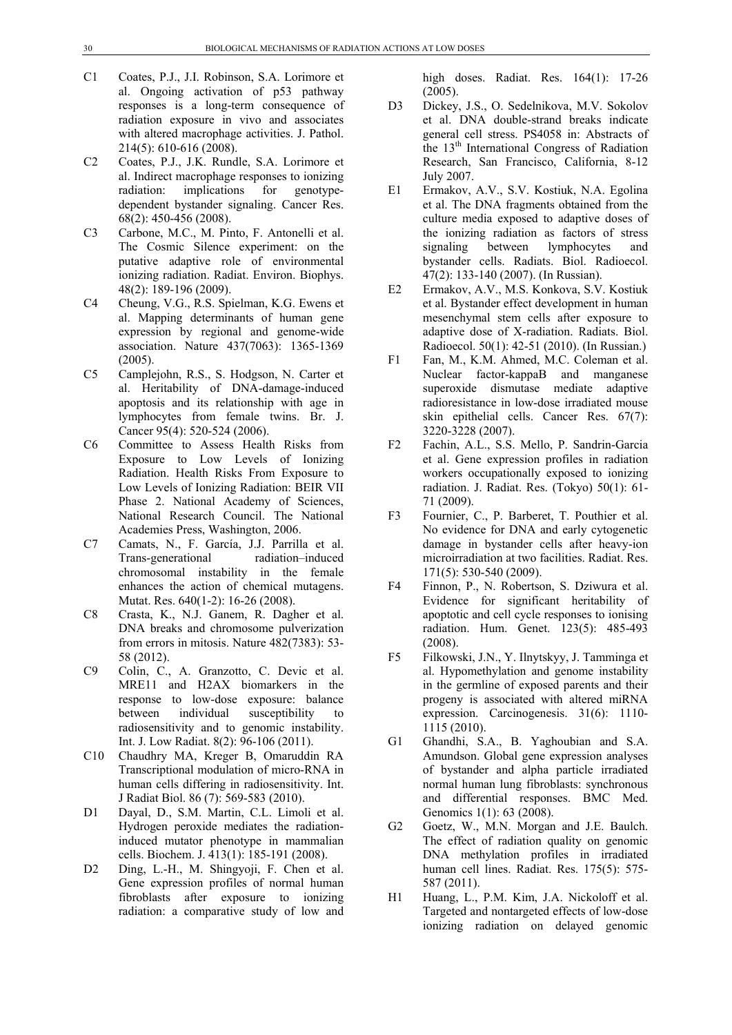C1 Coates, P.J., J.I. Robinson, S.A. Lorimore et al. Ongoing activation of p53 pathway responses is a long-term consequence of radiation exposure in vivo and associates with altered macrophage activities. J. Pathol. 214(5): 610-616 (2008).

C2 Coates, P.J., J.K. Rundle, S.A. Lorimore et al. Indirect macrophage responses to ionizing radiation: implications for genotype-dependent bystander signaling. Cancer Res. 68(2): 450-456 (2008).

C3 Carbone, M.C., M. Pinto, F. Antonelli et al. The Cosmic Silence experiment: on the putative adaptive role of environmental ionizing radiation. Radiat. Environ. Biophys. 48(2): 189-196 (2009).

C4 Cheung, V.G., R.S. Spielman, K.G. Ewens et al. Mapping determinants of human gene expression by regional and genome-wide association. Nature 437(7063): 1365-1369 (2005).

C5 Camplejohn, R.S., S. Hodgson, N. Carter et al. Heritability of DNA-damage-induced apoptosis and its relationship with age in lymphocytes from female twins. Br. J. Cancer 95(4): 520-524 (2006).

C6 Committee to Assess Health Risks from Exposure to Low Levels of Ionizing Radiation. Health Risks From Exposure to Low Levels of Ionizing Radiation: BEIR VII Phase 2. National Academy of Sciences, National Research Council. The National Academies Press, Washington, 2006.

C7 Camats, N., F. García, J.J. Parrilla et al. Trans-generational radiation–induced chromosomal instability in the female enhances the action of chemical mutagens. Mutat. Res. 640(1-2): 16-26 (2008).

C8 Crasta, K., N.J. Ganem, R. Dagher et al. DNA breaks and chromosome pulverization from errors in mitosis. Nature 482(7383): 53-58 (2012).

C9 Colin, C., A. Granzotto, C. Devic et al. MRE11 and H2AX biomarkers in the response to low-dose exposure: balance between individual susceptibility to radiosensitivity and to genomic instability. Int. J. Low Radiat. 8(2): 96-106 (2011).

C10 Chaudhry MA, Kreger B, Omaruddin RA Transcriptional modulation of micro-RNA in human cells differing in radiosensitivity. Int. J Radiat Biol. 86 (7): 569-583 (2010).

D1 Dayal, D., S.M. Martin, C.L. Limoli et al. Hydrogen peroxide mediates the radiation-induced mutator phenotype in mammalian cells. Biochem. J. 413(1): 185-191 (2008).

D2 Ding, L.-H., M. Shingyoji, F. Chen et al. Gene expression profiles of normal human fibroblasts after exposure to ionizing radiation: a comparative study of low and high doses. Radiat. Res. 164(1): 17-26 (2005).

D3 Dickey, J.S., O. Sedelnikova, M.V. Sokolov et al. DNA double-strand breaks indicate general cell stress. PS4058 in: Abstracts of the 13th International Congress of Radiation Research, San Francisco, California, 8-12 July 2007.

E1 Ermakov, A.V., S.V. Kostiuk, N.A. Egolina et al. The DNA fragments obtained from the culture media exposed to adaptive doses of the ionizing radiation as factors of stress signaling between lymphocytes and bystander cells. Radiats. Biol. Radioecol. 47(2): 133-140 (2007). (In Russian).

E2 Ermakov, A.V., M.S. Konkova, S.V. Kostiuk et al. Bystander effect development in human mesenchymal stem cells after exposure to adaptive dose of X-radiation. Radiats. Biol. Radioecol. 50(1): 42-51 (2010). (In Russian.)

F1 Fan, M., K.M. Ahmed, M.C. Coleman et al. Nuclear factor-kappaB and manganese superoxide dismutase mediate adaptive radioresistance in low-dose irradiated mouse skin epithelial cells. Cancer Res. 67(7): 3220-3228 (2007).

F2 Fachin, A.L., S.S. Mello, P. Sandrin-Garcia et al. Gene expression profiles in radiation workers occupationally exposed to ionizing radiation. J. Radiat. Res. (Tokyo) 50(1): 61-71 (2009).

F3 Fournier, C., P. Barberet, T. Pouthier et al. No evidence for DNA and early cytogenetic damage in bystander cells after heavy-ion microirradiation at two facilities. Radiat. Res. 171(5): 530-540 (2009).

F4 Finnon, P., N. Robertson, S. Dziwura et al. Evidence for significant heritability of apoptotic and cell cycle responses to ionising radiation. Hum. Genet. 123(5): 485-493 (2008).

F5 Filkowski, J.N., Y. Ilnytskyy, J. Tamminga et al. Hypomethylation and genome instability in the germline of exposed parents and their progeny is associated with altered miRNA expression. Carcinogenesis. 31(6): 1110-1115 (2010).

G1 Ghandhi, S.A., B. Yaghoubian and S.A. Amundson. Global gene expression analyses of bystander and alpha particle irradiated normal human lung fibroblasts: synchronous and differential responses. BMC Med. Genomics 1(1): 63 (2008).

G2 Goetz, W., M.N. Morgan and J.E. Baulch. The effect of radiation quality on genomic DNA methylation profiles in irradiated human cell lines. Radiat. Res. 175(5): 575-587 (2011).

H1 Huang, L., P.M. Kim, J.A. Nickoloff et al. Targeted and nontargeted effects of low-dose ionizing radiation on delayed genomic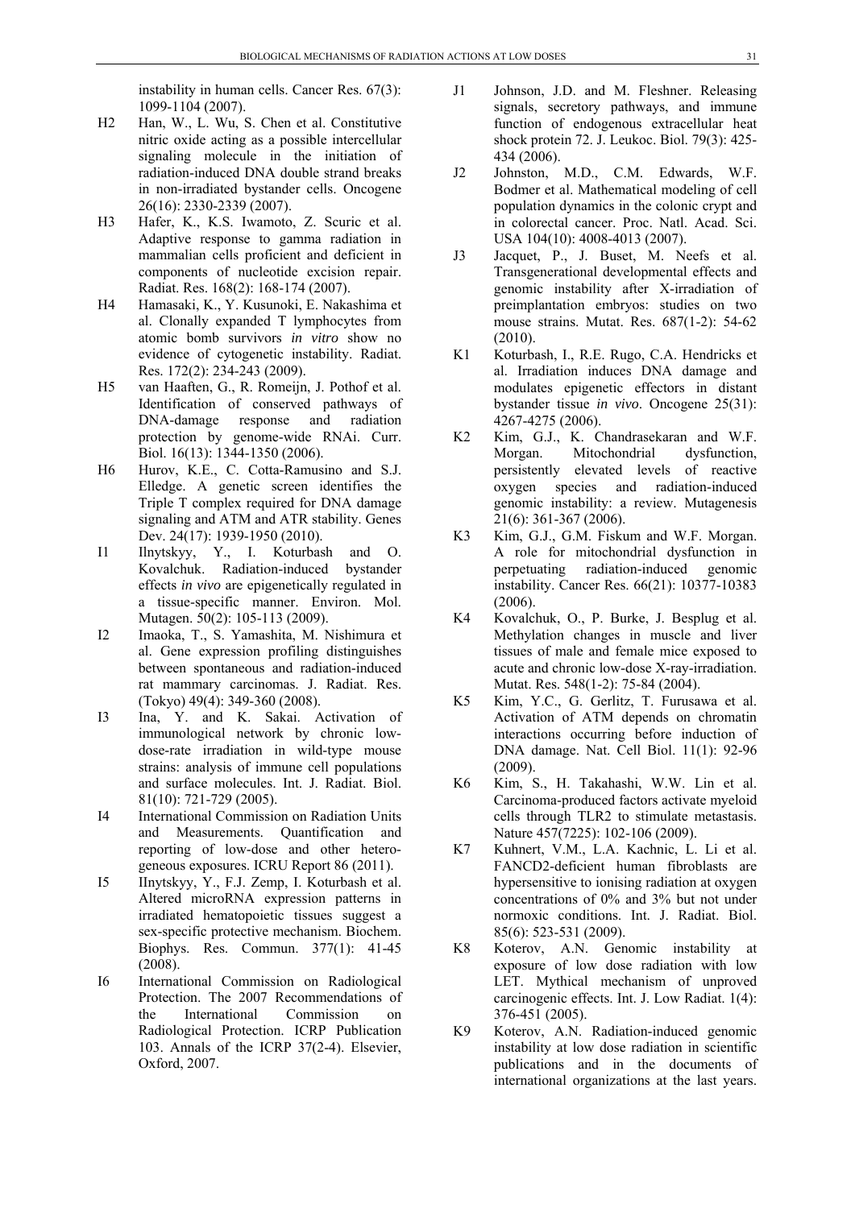instability in human cells. Cancer Res. 67(3): 1099-1104 (2007).

H2 Han, W., L. Wu, S. Chen et al. Constitutive nitric oxide acting as a possible intercellular signaling molecule in the initiation of radiation-induced DNA double strand breaks in non-irradiated bystander cells. Oncogene 26(16): 2330-2339 (2007).

H3 Hafer, K., K.S. Iwamoto, Z. Scuric et al. Adaptive response to gamma radiation in mammalian cells proficient and deficient in components of nucleotide excision repair. Radiat. Res. 168(2): 168-174 (2007).

H4 Hamasaki, K., Y. Kusunoki, E. Nakashima et al. Clonally expanded T lymphocytes from atomic bomb survivors *in vitro* show no evidence of cytogenetic instability. Radiat. Res. 172(2): 234-243 (2009).

H5 van Haaften, G., R. Romeijn, J. Pothof et al. Identification of conserved pathways of DNA-damage response and radiation protection by genome-wide RNAi. Curr. Biol. 16(13): 1344-1350 (2006).

H6 Hurov, K.E., C. Cotta-Ramusino and S.J. Elledge. A genetic screen identifies the Triple T complex required for DNA damage signaling and ATM and ATR stability. Genes Dev. 24(17): 1939-1950 (2010).

I1 Ilnytskyy, Y., I. Koturbash and O. Kovalchuk. Radiation-induced bystander effects *in vivo* are epigenetically regulated in a tissue-specific manner. Environ. Mol. Mutagen. 50(2): 105-113 (2009).

I2 Imaoka, T., S. Yamashita, M. Nishimura et al. Gene expression profiling distinguishes between spontaneous and radiation-induced rat mammary carcinomas. J. Radiat. Res. (Tokyo) 49(4): 349-360 (2008).

I3 Ina, Y. and K. Sakai. Activation of immunological network by chronic low-dose-rate irradiation in wild-type mouse strains: analysis of immune cell populations and surface molecules. Int. J. Radiat. Biol. 81(10): 721-729 (2005).

I4 International Commission on Radiation Units and Measurements. Quantification and reporting of low-dose and other heterogeneous exposures. ICRU Report 86 (2011).

I5 IInytskyy, Y., F.J. Zemp, I. Koturbash et al. Altered microRNA expression patterns in irradiated hematopoietic tissues suggest a sex-specific protective mechanism. Biochem. Biophys. Res. Commun. 377(1): 41-45 (2008).

I6 International Commission on Radiological Protection. The 2007 Recommendations of the International Commission on Radiological Protection. ICRP Publication 103. Annals of the ICRP 37(2-4). Elsevier, Oxford, 2007.

J1 Johnson, J.D. and M. Fleshner. Releasing signals, secretory pathways, and immune function of endogenous extracellular heat shock protein 72. J. Leukoc. Biol. 79(3): 425-434 (2006).

J2 Johnston, M.D., C.M. Edwards, W.F. Bodmer et al. Mathematical modeling of cell population dynamics in the colonic crypt and in colorectal cancer. Proc. Natl. Acad. Sci. USA 104(10): 4008-4013 (2007).

J3 Jacquet, P., J. Buset, M. Neefs et al. Transgenerational developmental effects and genomic instability after X-irradiation of preimplantation embryos: studies on two mouse strains. Mutat. Res. 687(1-2): 54-62 (2010).

K1 Koturbash, I., R.E. Rugo, C.A. Hendricks et al. Irradiation induces DNA damage and modulates epigenetic effectors in distant bystander tissue *in vivo*. Oncogene 25(31): 4267-4275 (2006).

K2 Kim, G.J., K. Chandrasekaran and W.F. Morgan. Mitochondrial dysfunction, persistently elevated levels of reactive oxygen species and radiation-induced genomic instability: a review. Mutagenesis 21(6): 361-367 (2006).

K3 Kim, G.J., G.M. Fiskum and W.F. Morgan. A role for mitochondrial dysfunction in perpetuating radiation-induced genomic instability. Cancer Res. 66(21): 10377-10383 (2006).

K4 Kovalchuk, O., P. Burke, J. Besplug et al. Methylation changes in muscle and liver tissues of male and female mice exposed to acute and chronic low-dose X-ray-irradiation. Mutat. Res. 548(1-2): 75-84 (2004).

K5 Kim, Y.C., G. Gerlitz, T. Furusawa et al. Activation of ATM depends on chromatin interactions occurring before induction of DNA damage. Nat. Cell Biol. 11(1): 92-96 (2009).

K6 Kim, S., H. Takahashi, W.W. Lin et al. Carcinoma-produced factors activate myeloid cells through TLR2 to stimulate metastasis. Nature 457(7225): 102-106 (2009).

K7 Kuhnert, V.M., L.A. Kachnic, L. Li et al. FANCD2-deficient human fibroblasts are hypersensitive to ionising radiation at oxygen concentrations of 0% and 3% but not under normoxic conditions. Int. J. Radiat. Biol. 85(6): 523-531 (2009).

K8 Koterov, A.N. Genomic instability at exposure of low dose radiation with low LET. Mythical mechanism of unproved carcinogenic effects. Int. J. Low Radiat. 1(4): 376-451 (2005).

K9 Koterov, A.N. Radiation-induced genomic instability at low dose radiation in scientific publications and in the documents of international organizations at the last years.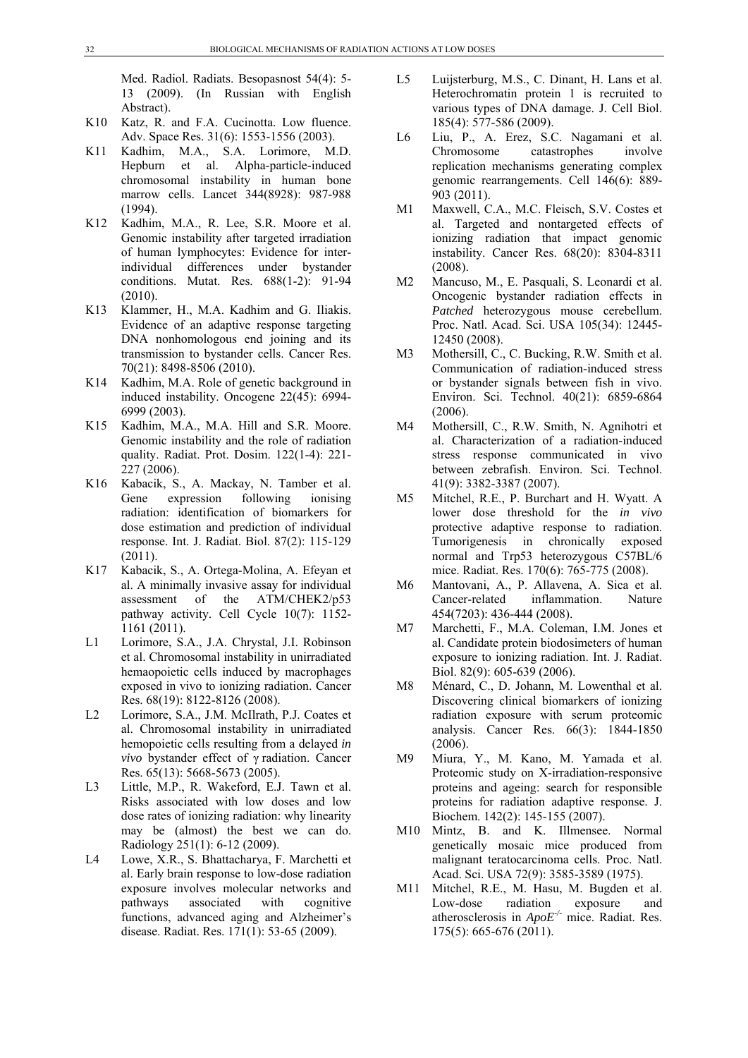Med. Radiol. Radiats. Besopasnost 54(4): 5-13 (2009). (In Russian with English Abstract).

- K10 Katz, R. and F.A. Cucinotta. Low fluence. Adv. Space Res. 31(6): 1553-1556 (2003).
- K11 Kadhim, M.A., S.A. Lorimore, M.D. Hepburn et al. Alpha-particle-induced chromosomal instability in human bone marrow cells. Lancet 344(8928): 987-988 (1994).
- K12 Kadhim, M.A., R. Lee, S.R. Moore et al. Genomic instability after targeted irradiation of human lymphocytes: Evidence for inter-individual differences under bystander conditions. Mutat. Res. 688(1-2): 91-94 (2010).
- K13 Klammer, H., M.A. Kadhim and G. Iliakis. Evidence of an adaptive response targeting DNA nonhomologous end joining and its transmission to bystander cells. Cancer Res. 70(21): 8498-8506 (2010).
- K14 Kadhim, M.A. Role of genetic background in induced instability. Oncogene 22(45): 6994-6999 (2003).
- K15 Kadhim, M.A., M.A. Hill and S.R. Moore. Genomic instability and the role of radiation quality. Radiat. Prot. Dosim. 122(1-4): 221-227 (2006).
- K16 Kabacik, S., A. Mackay, N. Tamber et al. Gene expression following ionising radiation: identification of biomarkers for dose estimation and prediction of individual response. Int. J. Radiat. Biol. 87(2): 115-129 (2011).
- K17 Kabacik, S., A. Ortega-Molina, A. Efeyan et al. A minimally invasive assay for individual assessment of the ATM/CHEK2/p53 pathway activity. Cell Cycle 10(7): 1152-1161 (2011).
- L1 Lorimore, S.A., J.A. Chrystal, J.I. Robinson et al. Chromosomal instability in unirradiated hemaopoietic cells induced by macrophages exposed in vivo to ionizing radiation. Cancer Res. 68(19): 8122-8126 (2008).
- L2 Lorimore, S.A., J.M. McIlrath, P.J. Coates et al. Chromosomal instability in unirradiated hemopoietic cells resulting from a delayed *in vivo* bystander effect of γ radiation. Cancer Res. 65(13): 5668-5673 (2005).
- L3 Little, M.P., R. Wakeford, E.J. Tawn et al. Risks associated with low doses and low dose rates of ionizing radiation: why linearity may be (almost) the best we can do. Radiology 251(1): 6-12 (2009).
- L4 Lowe, X.R., S. Bhattacharya, F. Marchetti et al. Early brain response to low-dose radiation exposure involves molecular networks and pathways associated with cognitive functions, advanced aging and Alzheimer's disease. Radiat. Res. 171(1): 53-65 (2009).
- L5 Luijsterburg, M.S., C. Dinant, H. Lans et al. Heterochromatin protein 1 is recruited to various types of DNA damage. J. Cell Biol. 185(4): 577-586 (2009).
- L6 Liu, P., A. Erez, S.C. Nagamani et al. Chromosome catastrophes involve replication mechanisms generating complex genomic rearrangements. Cell 146(6): 889-903 (2011).
- M1 Maxwell, C.A., M.C. Fleisch, S.V. Costes et al. Targeted and nontargeted effects of ionizing radiation that impact genomic instability. Cancer Res. 68(20): 8304-8311 (2008).
- M2 Mancuso, M., E. Pasquali, S. Leonardi et al. Oncogenic bystander radiation effects in *Patched* heterozygous mouse cerebellum. Proc. Natl. Acad. Sci. USA 105(34): 12445-12450 (2008).
- M3 Mothersill, C., C. Bucking, R.W. Smith et al. Communication of radiation-induced stress or bystander signals between fish in vivo. Environ. Sci. Technol. 40(21): 6859-6864 (2006).
- M4 Mothersill, C., R.W. Smith, N. Agnihotri et al. Characterization of a radiation-induced stress response communicated in vivo between zebrafish. Environ. Sci. Technol. 41(9): 3382-3387 (2007).
- M5 Mitchel, R.E., P. Burchart and H. Wyatt. A lower dose threshold for the *in vivo* protective adaptive response to radiation. Tumorigenesis in chronically exposed normal and Trp53 heterozygous C57BL/6 mice. Radiat. Res. 170(6): 765-775 (2008).
- M6 Mantovani, A., P. Allavena, A. Sica et al. Cancer-related inflammation. Nature 454(7203): 436-444 (2008).
- M7 Marchetti, F., M.A. Coleman, I.M. Jones et al. Candidate protein biodosimeters of human exposure to ionizing radiation. Int. J. Radiat. Biol. 82(9): 605-639 (2006).
- M8 Ménard, C., D. Johann, M. Lowenthal et al. Discovering clinical biomarkers of ionizing radiation exposure with serum proteomic analysis. Cancer Res. 66(3): 1844-1850 (2006).
- M9 Miura, Y., M. Kano, M. Yamada et al. Proteomic study on X-irradiation-responsive proteins and ageing: search for responsible proteins for radiation adaptive response. J. Biochem. 142(2): 145-155 (2007).
- M10 Mintz, B. and K. Illmensee. Normal genetically mosaic mice produced from malignant teratocarcinoma cells. Proc. Natl. Acad. Sci. USA 72(9): 3585-3589 (1975).
- M11 Mitchel, R.E., M. Hasu, M. Bugden et al. Low-dose radiation exposure and atherosclerosis in *ApoE*$^{-/-}$ mice. Radiat. Res. 175(5): 665-676 (2011).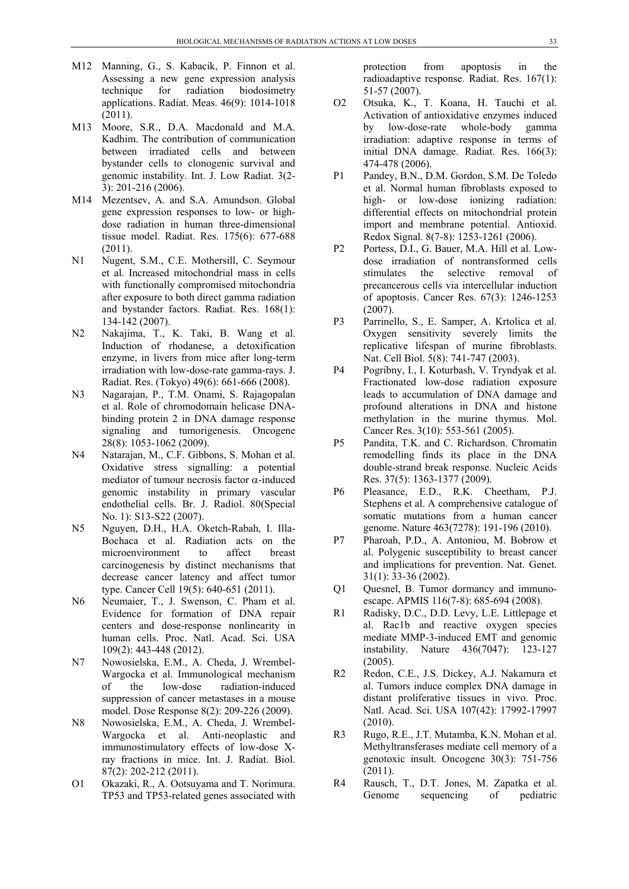M12 Manning, G., S. Kabacik, P. Finnon et al. Assessing a new gene expression analysis technique for radiation biodosimetry applications. Radiat. Meas. 46(9): 1014-1018 (2011).

M13 Moore, S.R., D.A. Macdonald and M.A. Kadhim. The contribution of communication between irradiated cells and between bystander cells to clonogenic survival and genomic instability. Int. J. Low Radiat. 3(2-3): 201-216 (2006).

M14 Mezentsev, A. and S.A. Amundson. Global gene expression responses to low- or high-dose radiation in human three-dimensional tissue model. Radiat. Res. 175(6): 677-688 (2011).

N1 Nugent, S.M., C.E. Mothersill, C. Seymour et al. Increased mitochondrial mass in cells with functionally compromised mitochondria after exposure to both direct gamma radiation and bystander factors. Radiat. Res. 168(1): 134-142 (2007).

N2 Nakajima, T., K. Taki, B. Wang et al. Induction of rhodanese, a detoxification enzyme, in livers from mice after long-term irradiation with low-dose-rate gamma-rays. J. Radiat. Res. (Tokyo) 49(6): 661-666 (2008).

N3 Nagarajan, P., T.M. Onami, S. Rajagopalan et al. Role of chromodomain helicase DNA-binding protein 2 in DNA damage response signaling and tumorigenesis. Oncogene 28(8): 1053-1062 (2009).

N4 Natarajan, M., C.F. Gibbons, S. Mohan et al. Oxidative stress signalling: a potential mediator of tumour necrosis factor α-induced genomic instability in primary vascular endothelial cells. Br. J. Radiol. 80(Special No. 1): S13-S22 (2007).

N5 Nguyen, D.H., H.A. Oketch-Rabah, I. Illa-Bochaca et al. Radiation acts on the microenvironment to affect breast carcinogenesis by distinct mechanisms that decrease cancer latency and affect tumor type. Cancer Cell 19(5): 640-651 (2011).

N6 Neumaier, T., J. Swenson, C. Pham et al. Evidence for formation of DNA repair centers and dose-response nonlinearity in human cells. Proc. Natl. Acad. Sci. USA 109(2): 443-448 (2012).

N7 Nowosielska, E.M., A. Cheda, J. Wrembel-Wargocka et al. Immunological mechanism of the low-dose radiation-induced suppression of cancer metastases in a mouse model. Dose Response 8(2): 209-226 (2009).

N8 Nowosielska, E.M., A. Cheda, J. Wrembel-Wargocka et al. Anti-neoplastic and immunostimulatory effects of low-dose X-ray fractions in mice. Int. J. Radiat. Biol. 87(2): 202-212 (2011).

O1 Okazaki, R., A. Ootsuyama and T. Norimura. TP53 and TP53-related genes associated with protection from apoptosis in the radioadaptive response. Radiat. Res. 167(1): 51-57 (2007).

O2 Otsuka, K., T. Koana, H. Tauchi et al. Activation of antioxidative enzymes induced by low-dose-rate whole-body gamma irradiation: adaptive response in terms of initial DNA damage. Radiat. Res. 166(3): 474-478 (2006).

P1 Pandey, B.N., D.M. Gordon, S.M. De Toledo et al. Normal human fibroblasts exposed to high- or low-dose ionizing radiation: differential effects on mitochondrial protein import and membrane potential. Antioxid. Redox Signal. 8(7-8): 1253-1261 (2006).

P2 Portess, D.I., G. Bauer, M.A. Hill et al. Low-dose irradiation of nontransformed cells stimulates the selective removal of precancerous cells via intercellular induction of apoptosis. Cancer Res. 67(3): 1246-1253 (2007).

P3 Parrinello, S., E. Samper, A. Krtolica et al. Oxygen sensitivity severely limits the replicative lifespan of murine fibroblasts. Nat. Cell Biol. 5(8): 741-747 (2003).

P4 Pogribny, I., I. Koturbash, V. Tryndyak et al. Fractionated low-dose radiation exposure leads to accumulation of DNA damage and profound alterations in DNA and histone methylation in the murine thymus. Mol. Cancer Res. 3(10): 553-561 (2005).

P5 Pandita, T.K. and C. Richardson. Chromatin remodelling finds its place in the DNA double-strand break response. Nucleic Acids Res. 37(5): 1363-1377 (2009).

P6 Pleasance, E.D., R.K. Cheetham, P.J. Stephens et al. A comprehensive catalogue of somatic mutations from a human cancer genome. Nature 463(7278): 191-196 (2010).

P7 Pharoah, P.D., A. Antoniou, M. Bobrow et al. Polygenic susceptibility to breast cancer and implications for prevention. Nat. Genet. 31(1): 33-36 (2002).

Q1 Quesnel, B. Tumor dormancy and immuno-escape. APMIS 116(7-8): 685-694 (2008).

R1 Radisky, D.C., D.D. Levy, L.E. Littlepage et al. Rac1b and reactive oxygen species mediate MMP-3-induced EMT and genomic instability. Nature 436(7047): 123-127 (2005).

R2 Redon, C.E., J.S. Dickey, A.J. Nakamura et al. Tumors induce complex DNA damage in distant proliferative tissues in vivo. Proc. Natl. Acad. Sci. USA 107(42): 17992-17997 (2010).

R3 Rugo, R.E., J.T. Mutamba, K.N. Mohan et al. Methyltransferases mediate cell memory of a genotoxic insult. Oncogene 30(3): 751-756 (2011).

R4 Rausch, T., D.T. Jones, M. Zapatka et al. Genome sequencing of pediatric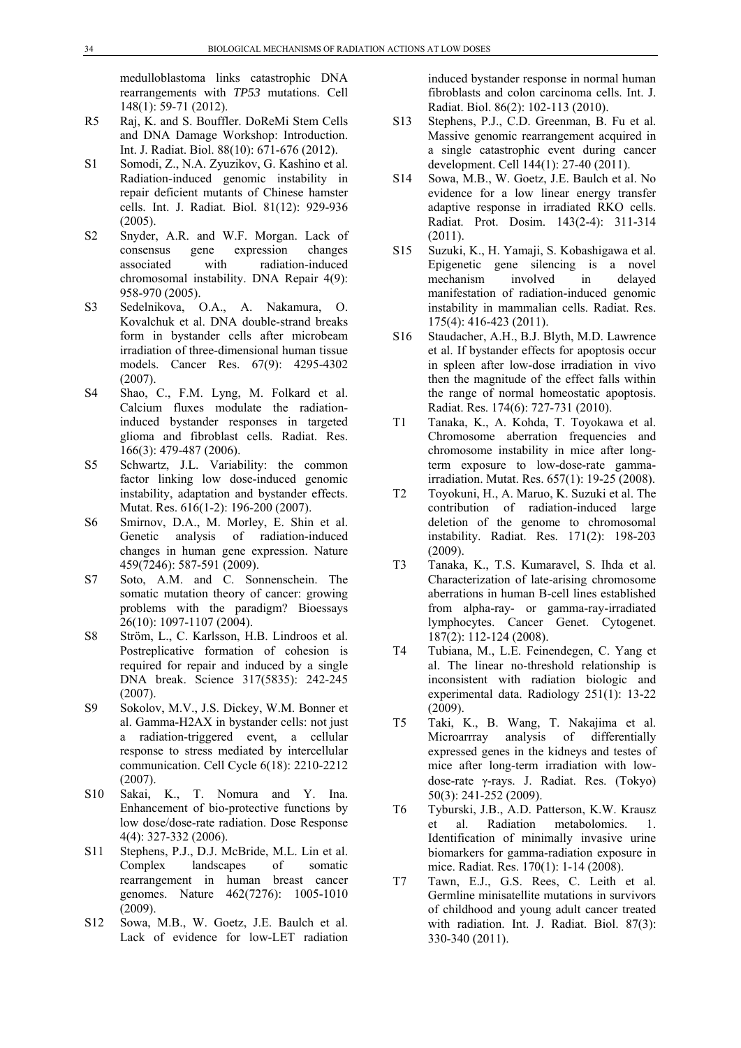medulloblastoma links catastrophic DNA rearrangements with *TP53* mutations. Cell 148(1): 59-71 (2012).

R5 Raj, K. and S. Bouffler. DoReMi Stem Cells and DNA Damage Workshop: Introduction. Int. J. Radiat. Biol. 88(10): 671-676 (2012).

S1 Somodi, Z., N.A. Zyuzikov, G. Kashino et al. Radiation-induced genomic instability in repair deficient mutants of Chinese hamster cells. Int. J. Radiat. Biol. 81(12): 929-936 (2005).

S2 Snyder, A.R. and W.F. Morgan. Lack of consensus gene expression changes associated with radiation-induced chromosomal instability. DNA Repair 4(9): 958-970 (2005).

S3 Sedelnikova, O.A., A. Nakamura, O. Kovalchuk et al. DNA double-strand breaks form in bystander cells after microbeam irradiation of three-dimensional human tissue models. Cancer Res. 67(9): 4295-4302 (2007).

S4 Shao, C., F.M. Lyng, M. Folkard et al. Calcium fluxes modulate the radiation-induced bystander responses in targeted glioma and fibroblast cells. Radiat. Res. 166(3): 479-487 (2006).

S5 Schwartz, J.L. Variability: the common factor linking low dose-induced genomic instability, adaptation and bystander effects. Mutat. Res. 616(1-2): 196-200 (2007).

S6 Smirnov, D.A., M. Morley, E. Shin et al. Genetic analysis of radiation-induced changes in human gene expression. Nature 459(7246): 587-591 (2009).

S7 Soto, A.M. and C. Sonnenschein. The somatic mutation theory of cancer: growing problems with the paradigm? Bioessays 26(10): 1097-1107 (2004).

S8 Ström, L., C. Karlsson, H.B. Lindroos et al. Postreplicative formation of cohesion is required for repair and induced by a single DNA break. Science 317(5835): 242-245 (2007).

S9 Sokolov, M.V., J.S. Dickey, W.M. Bonner et al. Gamma-H2AX in bystander cells: not just a radiation-triggered event, a cellular response to stress mediated by intercellular communication. Cell Cycle 6(18): 2210-2212 (2007).

S10 Sakai, K., T. Nomura and Y. Ina. Enhancement of bio-protective functions by low dose/dose-rate radiation. Dose Response 4(4): 327-332 (2006).

S11 Stephens, P.J., D.J. McBride, M.L. Lin et al. Complex landscapes of somatic rearrangement in human breast cancer genomes. Nature 462(7276): 1005-1010 (2009).

S12 Sowa, M.B., W. Goetz, J.E. Baulch et al. Lack of evidence for low-LET radiation induced bystander response in normal human fibroblasts and colon carcinoma cells. Int. J. Radiat. Biol. 86(2): 102-113 (2010).

S13 Stephens, P.J., C.D. Greenman, B. Fu et al. Massive genomic rearrangement acquired in a single catastrophic event during cancer development. Cell 144(1): 27-40 (2011).

S14 Sowa, M.B., W. Goetz, J.E. Baulch et al. No evidence for a low linear energy transfer adaptive response in irradiated RKO cells. Radiat. Prot. Dosim. 143(2-4): 311-314 (2011).

S15 Suzuki, K., H. Yamaji, S. Kobashigawa et al. Epigenetic gene silencing is a novel mechanism involved in delayed manifestation of radiation-induced genomic instability in mammalian cells. Radiat. Res. 175(4): 416-423 (2011).

S16 Staudacher, A.H., B.J. Blyth, M.D. Lawrence et al. If bystander effects for apoptosis occur in spleen after low-dose irradiation in vivo then the magnitude of the effect falls within the range of normal homeostatic apoptosis. Radiat. Res. 174(6): 727-731 (2010).

T1 Tanaka, K., A. Kohda, T. Toyokawa et al. Chromosome aberration frequencies and chromosome instability in mice after long-term exposure to low-dose-rate gamma-irradiation. Mutat. Res. 657(1): 19-25 (2008).

T2 Toyokuni, H., A. Maruo, K. Suzuki et al. The contribution of radiation-induced large deletion of the genome to chromosomal instability. Radiat. Res. 171(2): 198-203 (2009).

T3 Tanaka, K., T.S. Kumaravel, S. Ihda et al. Characterization of late-arising chromosome aberrations in human B-cell lines established from alpha-ray- or gamma-ray-irradiated lymphocytes. Cancer Genet. Cytogenet. 187(2): 112-124 (2008).

T4 Tubiana, M., L.E. Feinendegen, C. Yang et al. The linear no-threshold relationship is inconsistent with radiation biologic and experimental data. Radiology 251(1): 13-22 (2009).

T5 Taki, K., B. Wang, T. Nakajima et al. Microarrray analysis of differentially expressed genes in the kidneys and testes of mice after long-term irradiation with low-dose-rate γ-rays. J. Radiat. Res. (Tokyo) 50(3): 241-252 (2009).

T6 Tyburski, J.B., A.D. Patterson, K.W. Krausz et al. Radiation metabolomics. 1. Identification of minimally invasive urine biomarkers for gamma-radiation exposure in mice. Radiat. Res. 170(1): 1-14 (2008).

T7 Tawn, E.J., G.S. Rees, C. Leith et al. Germline minisatellite mutations in survivors of childhood and young adult cancer treated with radiation. Int. J. Radiat. Biol. 87(3): 330-340 (2011).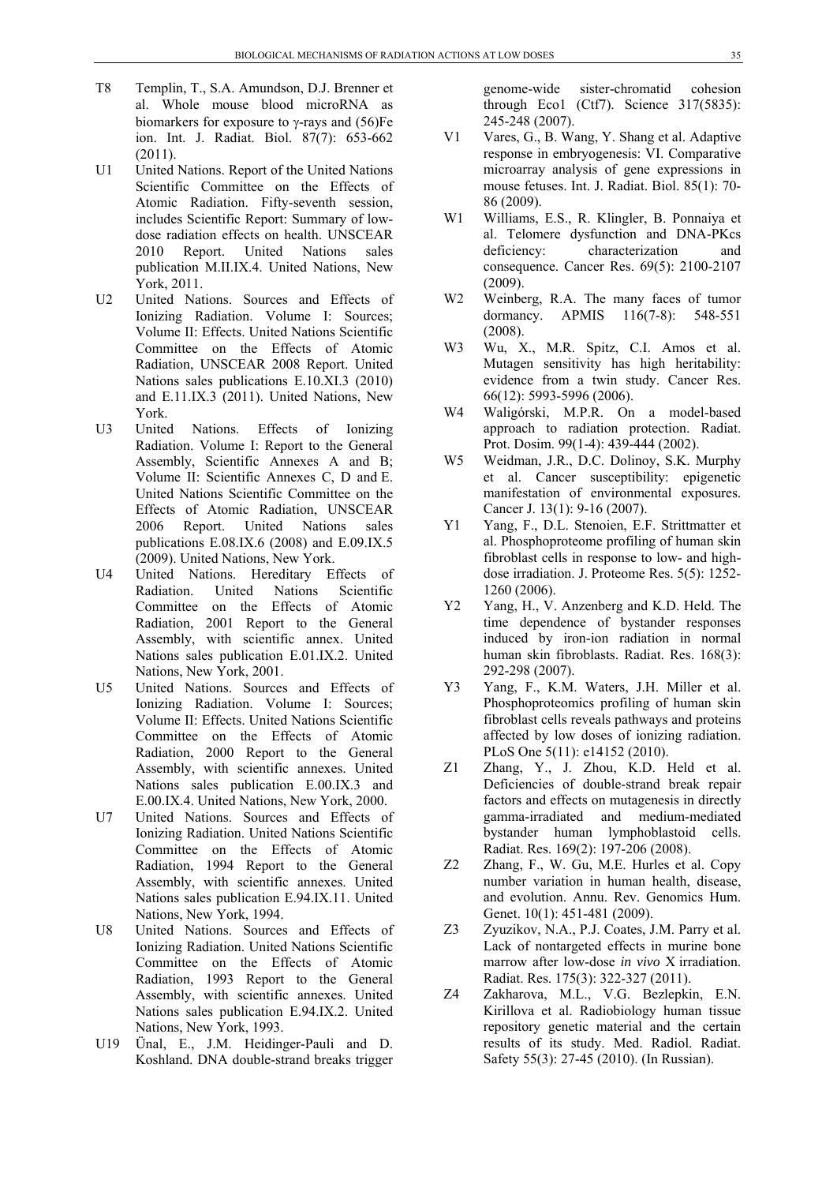T8 Templin, T., S.A. Amundson, D.J. Brenner et al. Whole mouse blood microRNA as biomarkers for exposure to γ-rays and (56)Fe ion. Int. J. Radiat. Biol. 87(7): 653-662 (2011).

U1 United Nations. Report of the United Nations Scientific Committee on the Effects of Atomic Radiation. Fifty-seventh session, includes Scientific Report: Summary of low-dose radiation effects on health. UNSCEAR 2010 Report. United Nations sales publication M.II.IX.4. United Nations, New York, 2011.

U2 United Nations. Sources and Effects of Ionizing Radiation. Volume I: Sources; Volume II: Effects. United Nations Scientific Committee on the Effects of Atomic Radiation, UNSCEAR 2008 Report. United Nations sales publications E.10.XI.3 (2010) and E.11.IX.3 (2011). United Nations, New York.

U3 United Nations. Effects of Ionizing Radiation. Volume I: Report to the General Assembly, Scientific Annexes A and B; Volume II: Scientific Annexes C, D and E. United Nations Scientific Committee on the Effects of Atomic Radiation, UNSCEAR 2006 Report. United Nations sales publications E.08.IX.6 (2008) and E.09.IX.5 (2009). United Nations, New York.

U4 United Nations. Hereditary Effects of Radiation. United Nations Scientific Committee on the Effects of Atomic Radiation, 2001 Report to the General Assembly, with scientific annex. United Nations sales publication E.01.IX.2. United Nations, New York, 2001.

U5 United Nations. Sources and Effects of Ionizing Radiation. Volume I: Sources; Volume II: Effects. United Nations Scientific Committee on the Effects of Atomic Radiation, 2000 Report to the General Assembly, with scientific annexes. United Nations sales publication E.00.IX.3 and E.00.IX.4. United Nations, New York, 2000.

U7 United Nations. Sources and Effects of Ionizing Radiation. United Nations Scientific Committee on the Effects of Atomic Radiation, 1994 Report to the General Assembly, with scientific annexes. United Nations sales publication E.94.IX.11. United Nations, New York, 1994.

U8 United Nations. Sources and Effects of Ionizing Radiation. United Nations Scientific Committee on the Effects of Atomic Radiation, 1993 Report to the General Assembly, with scientific annexes. United Nations sales publication E.94.IX.2. United Nations, New York, 1993.

U19 Ünal, E., J.M. Heidinger-Pauli and D. Koshland. DNA double-strand breaks trigger genome-wide sister-chromatid cohesion through Eco1 (Ctf7). Science 317(5835): 245-248 (2007).

V1 Vares, G., B. Wang, Y. Shang et al. Adaptive response in embryogenesis: VI. Comparative microarray analysis of gene expressions in mouse fetuses. Int. J. Radiat. Biol. 85(1): 70-86 (2009).

W1 Williams, E.S., R. Klingler, B. Ponnaiya et al. Telomere dysfunction and DNA-PKcs deficiency: characterization and consequence. Cancer Res. 69(5): 2100-2107 (2009).

W2 Weinberg, R.A. The many faces of tumor dormancy. APMIS 116(7-8): 548-551 (2008).

W3 Wu, X., M.R. Spitz, C.I. Amos et al. Mutagen sensitivity has high heritability: evidence from a twin study. Cancer Res. 66(12): 5993-5996 (2006).

W4 Waligórski, M.P.R. On a model-based approach to radiation protection. Radiat. Prot. Dosim. 99(1-4): 439-444 (2002).

W5 Weidman, J.R., D.C. Dolinoy, S.K. Murphy et al. Cancer susceptibility: epigenetic manifestation of environmental exposures. Cancer J. 13(1): 9-16 (2007).

Y1 Yang, F., D.L. Stenoien, E.F. Strittmatter et al. Phosphoproteome profiling of human skin fibroblast cells in response to low- and high-dose irradiation. J. Proteome Res. 5(5): 1252-1260 (2006).

Y2 Yang, H., V. Anzenberg and K.D. Held. The time dependence of bystander responses induced by iron-ion radiation in normal human skin fibroblasts. Radiat. Res. 168(3): 292-298 (2007).

Y3 Yang, F., K.M. Waters, J.H. Miller et al. Phosphoproteomics profiling of human skin fibroblast cells reveals pathways and proteins affected by low doses of ionizing radiation. PLoS One 5(11): e14152 (2010).

Z1 Zhang, Y., J. Zhou, K.D. Held et al. Deficiencies of double-strand break repair factors and effects on mutagenesis in directly gamma-irradiated and medium-mediated bystander human lymphoblastoid cells. Radiat. Res. 169(2): 197-206 (2008).

Z2 Zhang, F., W. Gu, M.E. Hurles et al. Copy number variation in human health, disease, and evolution. Annu. Rev. Genomics Hum. Genet. 10(1): 451-481 (2009).

Z3 Zyuzikov, N.A., P.J. Coates, J.M. Parry et al. Lack of nontargeted effects in murine bone marrow after low-dose *in vivo* X irradiation. Radiat. Res. 175(3): 322-327 (2011).

Z4 Zakharova, M.L., V.G. Bezlepkin, E.N. Kirillova et al. Radiobiology human tissue repository genetic material and the certain results of its study. Med. Radiol. Radiat. Safety 55(3): 27-45 (2010). (In Russian).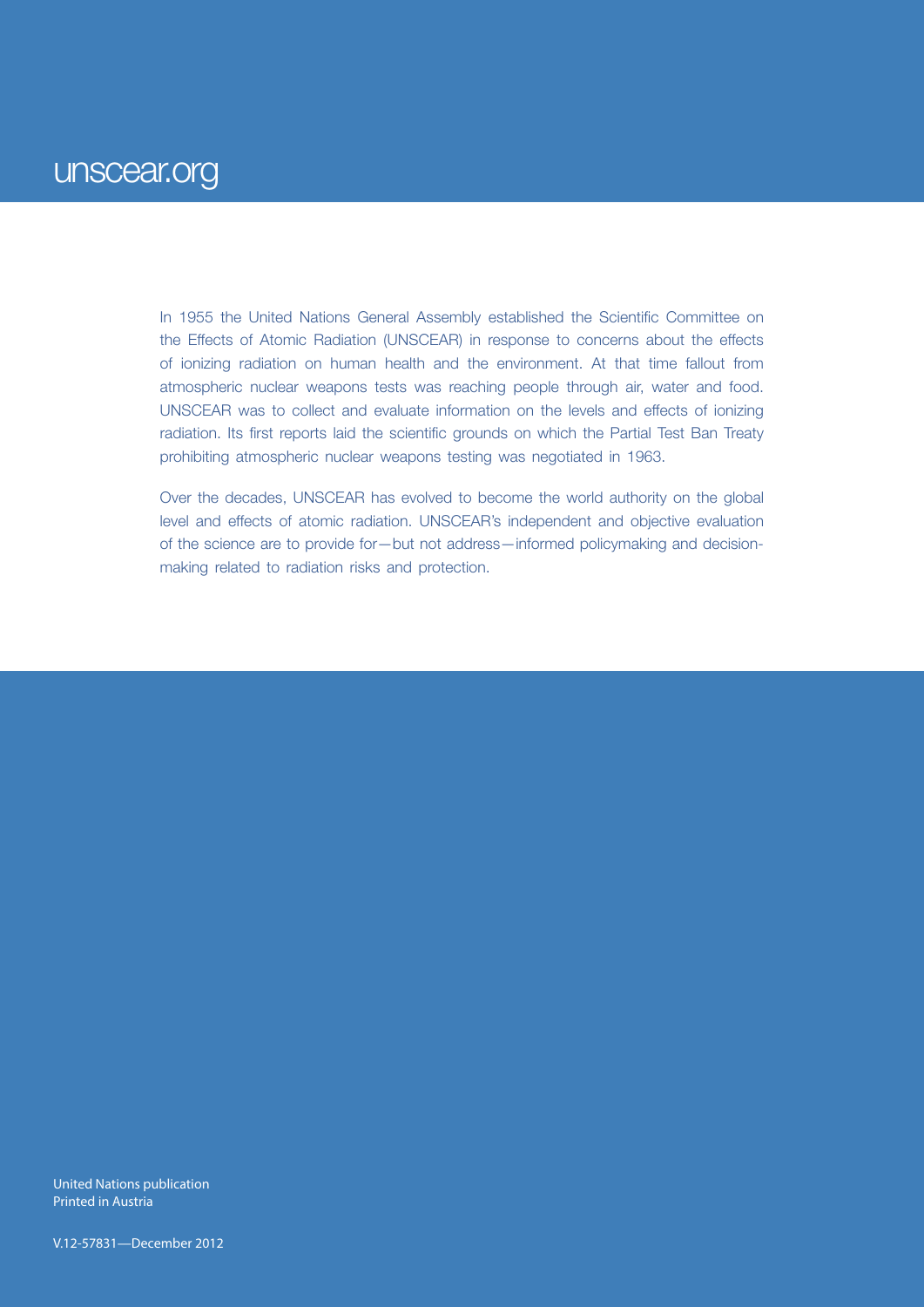unscear.org

In 1955 the United Nations General Assembly established the Scientific Committee on the Effects of Atomic Radiation (UNSCEAR) in response to concerns about the effects of ionizing radiation on human health and the environment. At that time fallout from atmospheric nuclear weapons tests was reaching people through air, water and food. UNSCEAR was to collect and evaluate information on the levels and effects of ionizing radiation. Its first reports laid the scientific grounds on which the Partial Test Ban Treaty prohibiting atmospheric nuclear weapons testing was negotiated in 1963.

Over the decades, UNSCEAR has evolved to become the world authority on the global level and effects of atomic radiation. UNSCEAR's independent and objective evaluation of the science are to provide for—but not address—informed policymaking and decision-making related to radiation risks and protection.

United Nations publication
Printed in Austria

V.12-57831—December 2012